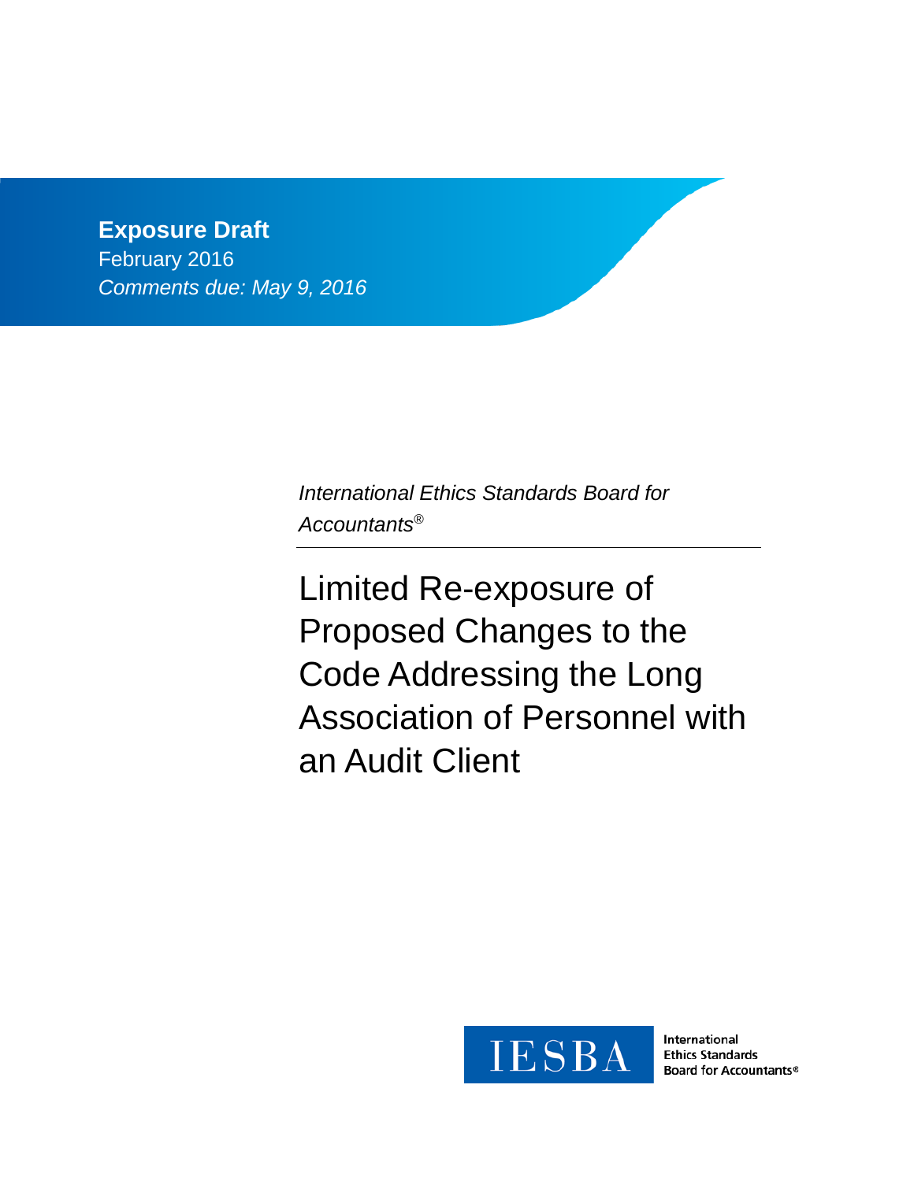**Exposure Draft**
February 2016
*Comments due: May 9, 2016*

*International Ethics Standards Board for Accountants®*

# Limited Re-exposure of Proposed Changes to the Code Addressing the Long Association of Personnel with an Audit Client

IESBA

International Ethics Standards Board for Accountants®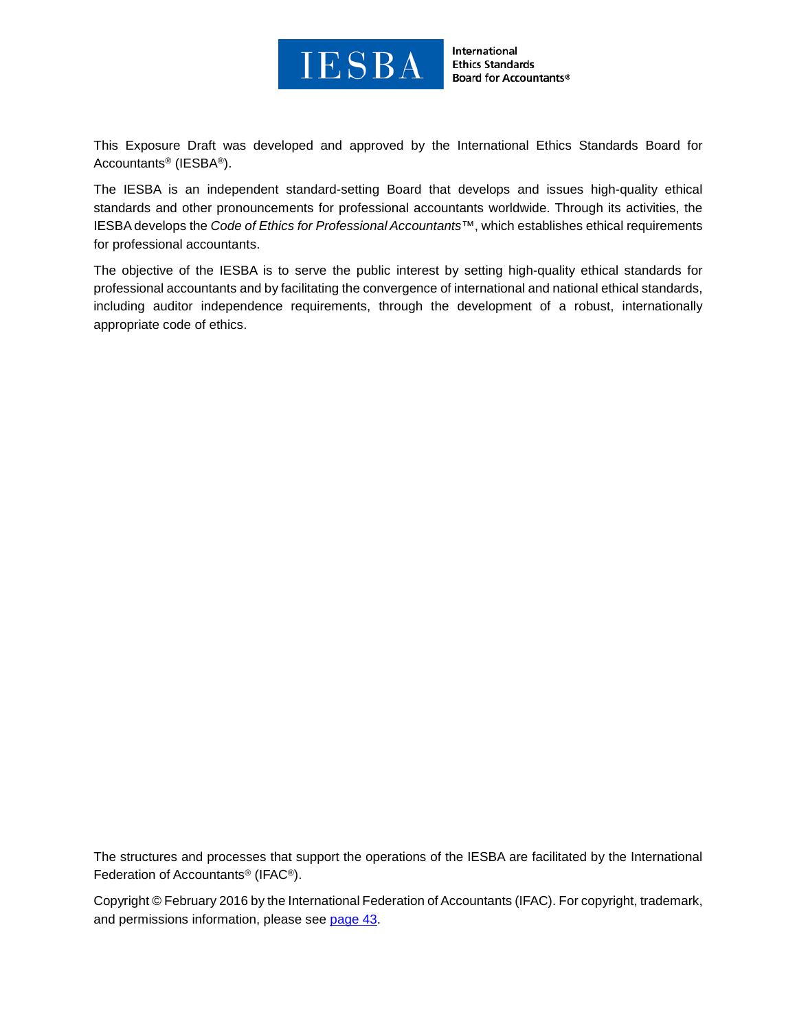IESBA

International Ethics Standards Board for Accountants®

This Exposure Draft was developed and approved by the International Ethics Standards Board for Accountants® (IESBA®).

The IESBA is an independent standard-setting Board that develops and issues high-quality ethical standards and other pronouncements for professional accountants worldwide. Through its activities, the IESBA develops the *Code of Ethics for Professional Accountants*™, which establishes ethical requirements for professional accountants.

The objective of the IESBA is to serve the public interest by setting high-quality ethical standards for professional accountants and by facilitating the convergence of international and national ethical standards, including auditor independence requirements, through the development of a robust, internationally appropriate code of ethics.

The structures and processes that support the operations of the IESBA are facilitated by the International Federation of Accountants® (IFAC®).

Copyright © February 2016 by the International Federation of Accountants (IFAC). For copyright, trademark, and permissions information, please see page 43.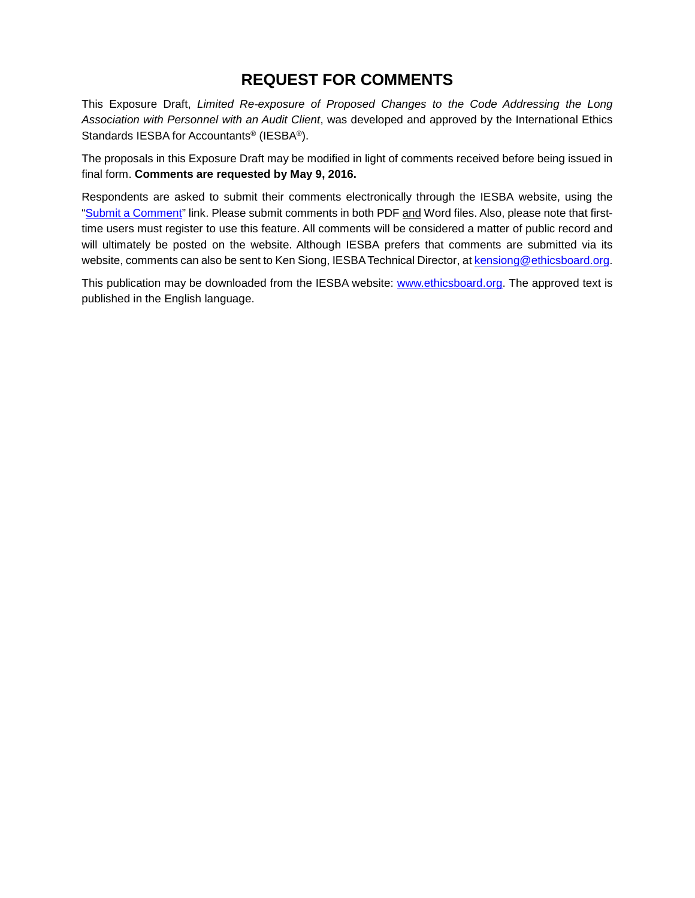# REQUEST FOR COMMENTS

This Exposure Draft, *Limited Re-exposure of Proposed Changes to the Code Addressing the Long Association with Personnel with an Audit Client*, was developed and approved by the International Ethics Standards IESBA for Accountants® (IESBA®).

The proposals in this Exposure Draft may be modified in light of comments received before being issued in final form. **Comments are requested by May 9, 2016.**

Respondents are asked to submit their comments electronically through the IESBA website, using the "[Submit a Comment](#)" link. Please submit comments in both PDF and Word files. Also, please note that first-time users must register to use this feature. All comments will be considered a matter of public record and will ultimately be posted on the website. Although IESBA prefers that comments are submitted via its website, comments can also be sent to Ken Siong, IESBA Technical Director, at [kensiong@ethicsboard.org](mailto:kensiong@ethicsboard.org).

This publication may be downloaded from the IESBA website: [www.ethicsboard.org](http://www.ethicsboard.org). The approved text is published in the English language.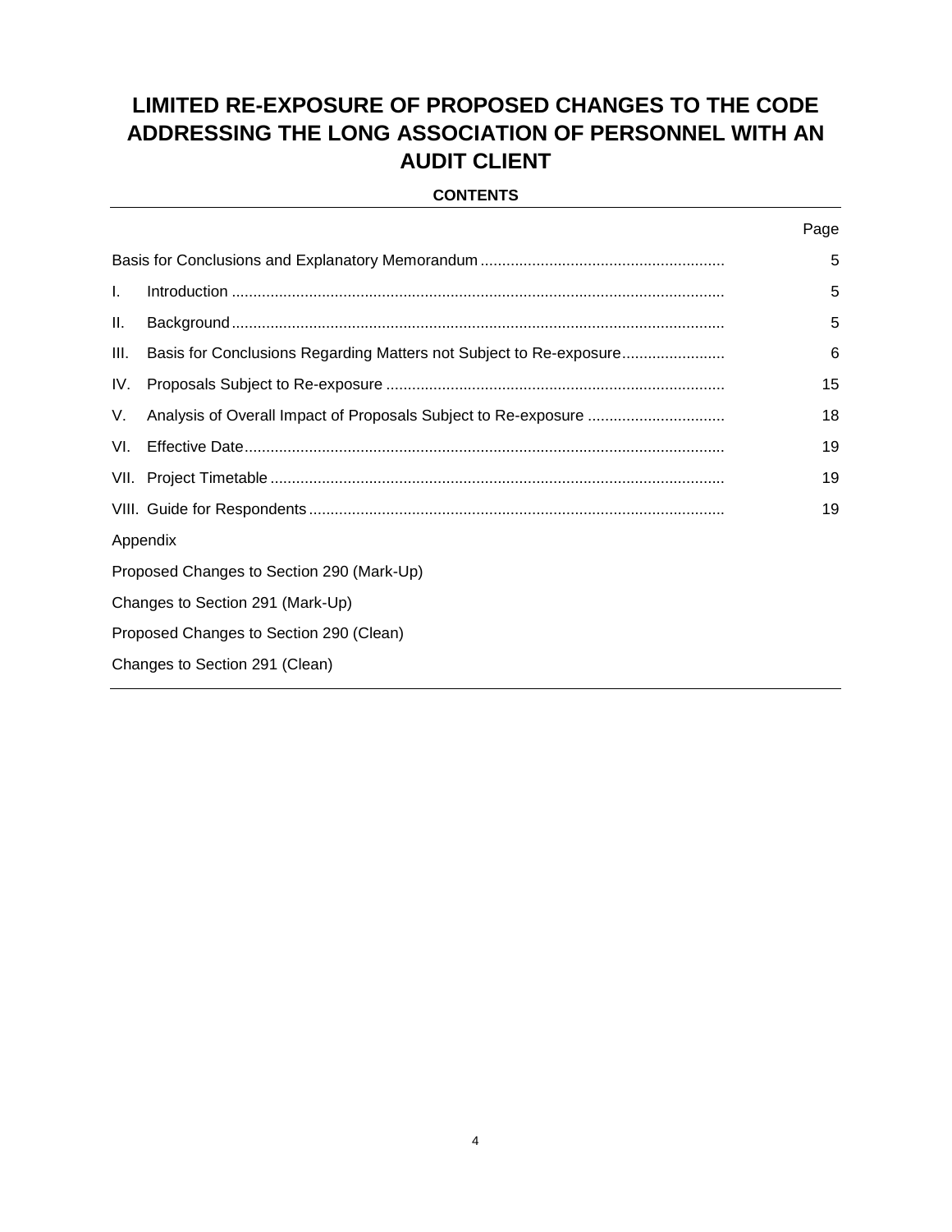# LIMITED RE-EXPOSURE OF PROPOSED CHANGES TO THE CODE ADDRESSING THE LONG ASSOCIATION OF PERSONNEL WITH AN AUDIT CLIENT

**CONTENTS**

| | Page |
|---|---|
| Basis for Conclusions and Explanatory Memorandum | 5 |
| I. Introduction | 5 |
| II. Background | 5 |
| III. Basis for Conclusions Regarding Matters not Subject to Re-exposure | 6 |
| IV. Proposals Subject to Re-exposure | 15 |
| V. Analysis of Overall Impact of Proposals Subject to Re-exposure | 18 |
| VI. Effective Date | 19 |
| VII. Project Timetable | 19 |
| VIII. Guide for Respondents | 19 |
| Appendix | |
| Proposed Changes to Section 290 (Mark-Up) | |
| Changes to Section 291 (Mark-Up) | |
| Proposed Changes to Section 290 (Clean) | |
| Changes to Section 291 (Clean) | |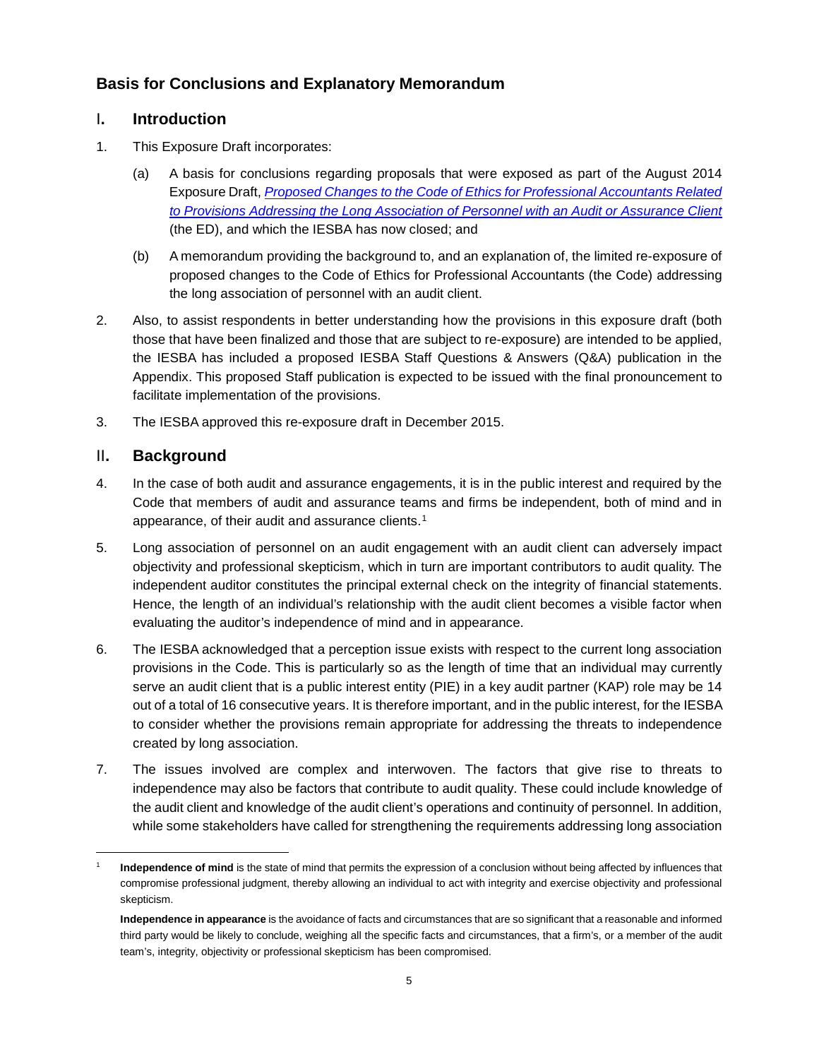## Basis for Conclusions and Explanatory Memorandum

## I. Introduction

1. This Exposure Draft incorporates:

   (a) A basis for conclusions regarding proposals that were exposed as part of the August 2014 Exposure Draft, *Proposed Changes to the Code of Ethics for Professional Accountants Related to Provisions Addressing the Long Association of Personnel with an Audit or Assurance Client* (the ED), and which the IESBA has now closed; and

   (b) A memorandum providing the background to, and an explanation of, the limited re-exposure of proposed changes to the Code of Ethics for Professional Accountants (the Code) addressing the long association of personnel with an audit client.

2. Also, to assist respondents in better understanding how the provisions in this exposure draft (both those that have been finalized and those that are subject to re-exposure) are intended to be applied, the IESBA has included a proposed IESBA Staff Questions & Answers (Q&A) publication in the Appendix. This proposed Staff publication is expected to be issued with the final pronouncement to facilitate implementation of the provisions.

3. The IESBA approved this re-exposure draft in December 2015.

## II. Background

4. In the case of both audit and assurance engagements, it is in the public interest and required by the Code that members of audit and assurance teams and firms be independent, both of mind and in appearance, of their audit and assurance clients.[1]

5. Long association of personnel on an audit engagement with an audit client can adversely impact objectivity and professional skepticism, which in turn are important contributors to audit quality. The independent auditor constitutes the principal external check on the integrity of financial statements. Hence, the length of an individual's relationship with the audit client becomes a visible factor when evaluating the auditor's independence of mind and in appearance.

6. The IESBA acknowledged that a perception issue exists with respect to the current long association provisions in the Code. This is particularly so as the length of time that an individual may currently serve an audit client that is a public interest entity (PIE) in a key audit partner (KAP) role may be 14 out of a total of 16 consecutive years. It is therefore important, and in the public interest, for the IESBA to consider whether the provisions remain appropriate for addressing the threats to independence created by long association.

7. The issues involved are complex and interwoven. The factors that give rise to threats to independence may also be factors that contribute to audit quality. These could include knowledge of the audit client and knowledge of the audit client's operations and continuity of personnel. In addition, while some stakeholders have called for strengthening the requirements addressing long association

---

[1] **Independence of mind** is the state of mind that permits the expression of a conclusion without being affected by influences that compromise professional judgment, thereby allowing an individual to act with integrity and exercise objectivity and professional skepticism.

**Independence in appearance** is the avoidance of facts and circumstances that are so significant that a reasonable and informed third party would be likely to conclude, weighing all the specific facts and circumstances, that a firm's, or a member of the audit team's, integrity, objectivity or professional skepticism has been compromised.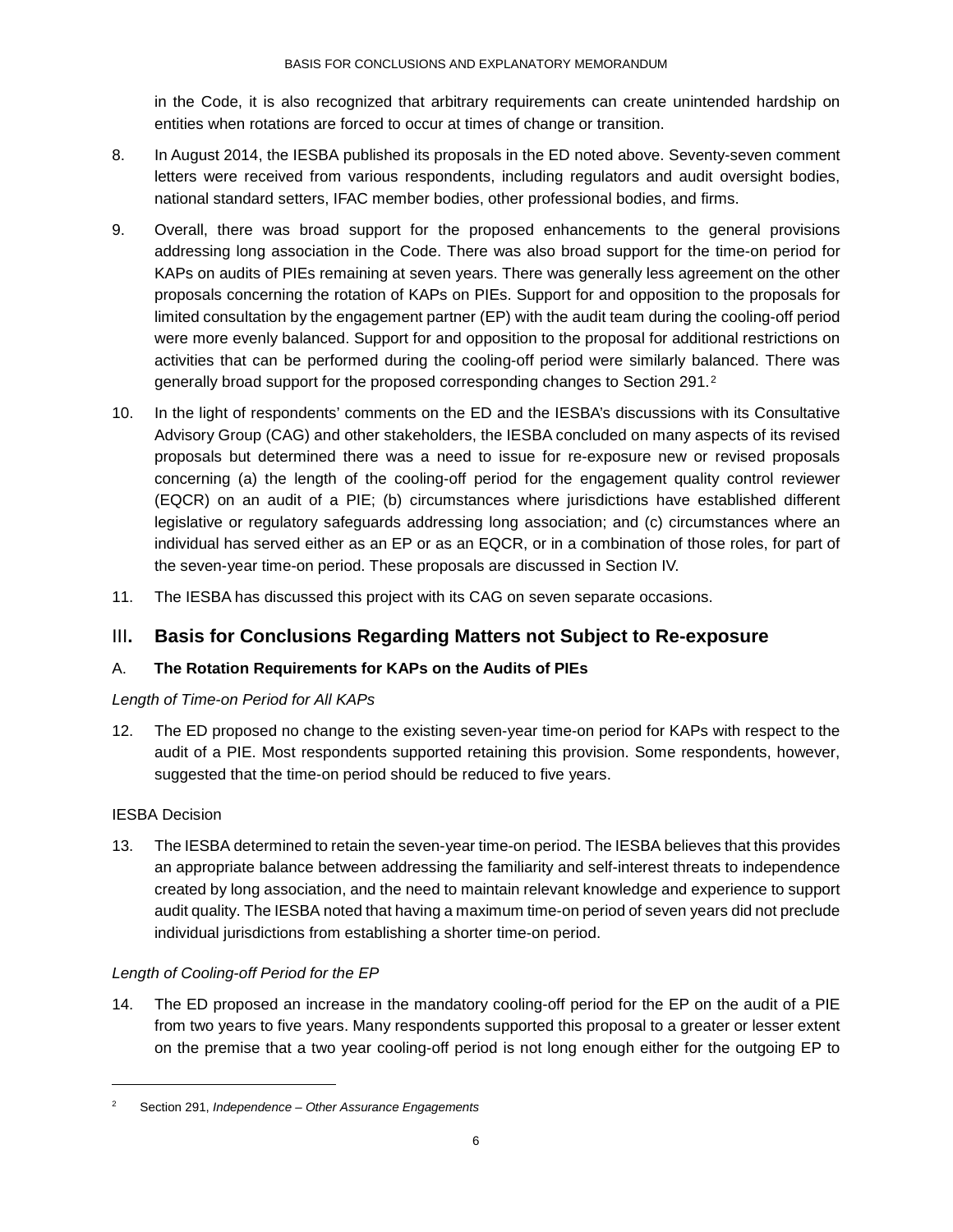in the Code, it is also recognized that arbitrary requirements can create unintended hardship on entities when rotations are forced to occur at times of change or transition.

8. In August 2014, the IESBA published its proposals in the ED noted above. Seventy-seven comment letters were received from various respondents, including regulators and audit oversight bodies, national standard setters, IFAC member bodies, other professional bodies, and firms.

9. Overall, there was broad support for the proposed enhancements to the general provisions addressing long association in the Code. There was also broad support for the time-on period for KAPs on audits of PIEs remaining at seven years. There was generally less agreement on the other proposals concerning the rotation of KAPs on PIEs. Support for and opposition to the proposals for limited consultation by the engagement partner (EP) with the audit team during the cooling-off period were more evenly balanced. Support for and opposition to the proposal for additional restrictions on activities that can be performed during the cooling-off period were similarly balanced. There was generally broad support for the proposed corresponding changes to Section 291.[2]

10. In the light of respondents' comments on the ED and the IESBA's discussions with its Consultative Advisory Group (CAG) and other stakeholders, the IESBA concluded on many aspects of its revised proposals but determined there was a need to issue for re-exposure new or revised proposals concerning (a) the length of the cooling-off period for the engagement quality control reviewer (EQCR) on an audit of a PIE; (b) circumstances where jurisdictions have established different legislative or regulatory safeguards addressing long association; and (c) circumstances where an individual has served either as an EP or as an EQCR, or in a combination of those roles, for part of the seven-year time-on period. These proposals are discussed in Section IV.

11. The IESBA has discussed this project with its CAG on seven separate occasions.

## III. Basis for Conclusions Regarding Matters not Subject to Re-exposure

### A. The Rotation Requirements for KAPs on the Audits of PIEs

*Length of Time-on Period for All KAPs*

12. The ED proposed no change to the existing seven-year time-on period for KAPs with respect to the audit of a PIE. Most respondents supported retaining this provision. Some respondents, however, suggested that the time-on period should be reduced to five years.

IESBA Decision

13. The IESBA determined to retain the seven-year time-on period. The IESBA believes that this provides an appropriate balance between addressing the familiarity and self-interest threats to independence created by long association, and the need to maintain relevant knowledge and experience to support audit quality. The IESBA noted that having a maximum time-on period of seven years did not preclude individual jurisdictions from establishing a shorter time-on period.

*Length of Cooling-off Period for the EP*

14. The ED proposed an increase in the mandatory cooling-off period for the EP on the audit of a PIE from two years to five years. Many respondents supported this proposal to a greater or lesser extent on the premise that a two year cooling-off period is not long enough either for the outgoing EP to

---

[2] Section 291, *Independence – Other Assurance Engagements*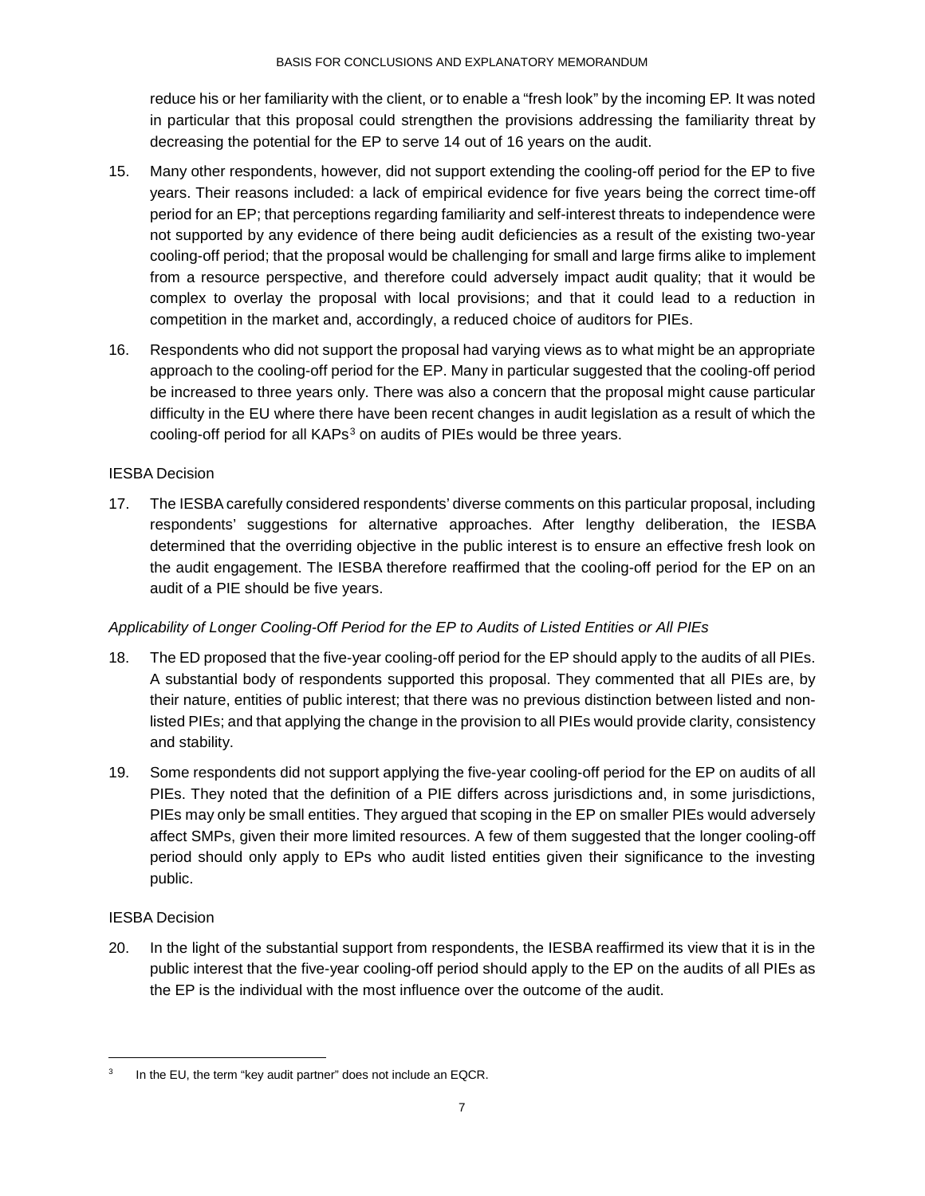reduce his or her familiarity with the client, or to enable a "fresh look" by the incoming EP. It was noted in particular that this proposal could strengthen the provisions addressing the familiarity threat by decreasing the potential for the EP to serve 14 out of 16 years on the audit.

15. Many other respondents, however, did not support extending the cooling-off period for the EP to five years. Their reasons included: a lack of empirical evidence for five years being the correct time-off period for an EP; that perceptions regarding familiarity and self-interest threats to independence were not supported by any evidence of there being audit deficiencies as a result of the existing two-year cooling-off period; that the proposal would be challenging for small and large firms alike to implement from a resource perspective, and therefore could adversely impact audit quality; that it would be complex to overlay the proposal with local provisions; and that it could lead to a reduction in competition in the market and, accordingly, a reduced choice of auditors for PIEs.

16. Respondents who did not support the proposal had varying views as to what might be an appropriate approach to the cooling-off period for the EP. Many in particular suggested that the cooling-off period be increased to three years only. There was also a concern that the proposal might cause particular difficulty in the EU where there have been recent changes in audit legislation as a result of which the cooling-off period for all KAPs[3] on audits of PIEs would be three years.

IESBA Decision

17. The IESBA carefully considered respondents' diverse comments on this particular proposal, including respondents' suggestions for alternative approaches. After lengthy deliberation, the IESBA determined that the overriding objective in the public interest is to ensure an effective fresh look on the audit engagement. The IESBA therefore reaffirmed that the cooling-off period for the EP on an audit of a PIE should be five years.

*Applicability of Longer Cooling-Off Period for the EP to Audits of Listed Entities or All PIEs*

18. The ED proposed that the five-year cooling-off period for the EP should apply to the audits of all PIEs. A substantial body of respondents supported this proposal. They commented that all PIEs are, by their nature, entities of public interest; that there was no previous distinction between listed and non-listed PIEs; and that applying the change in the provision to all PIEs would provide clarity, consistency and stability.

19. Some respondents did not support applying the five-year cooling-off period for the EP on audits of all PIEs. They noted that the definition of a PIE differs across jurisdictions and, in some jurisdictions, PIEs may only be small entities. They argued that scoping in the EP on smaller PIEs would adversely affect SMPs, given their more limited resources. A few of them suggested that the longer cooling-off period should only apply to EPs who audit listed entities given their significance to the investing public.

IESBA Decision

20. In the light of the substantial support from respondents, the IESBA reaffirmed its view that it is in the public interest that the five-year cooling-off period should apply to the EP on the audits of all PIEs as the EP is the individual with the most influence over the outcome of the audit.

---

[3] In the EU, the term "key audit partner" does not include an EQCR.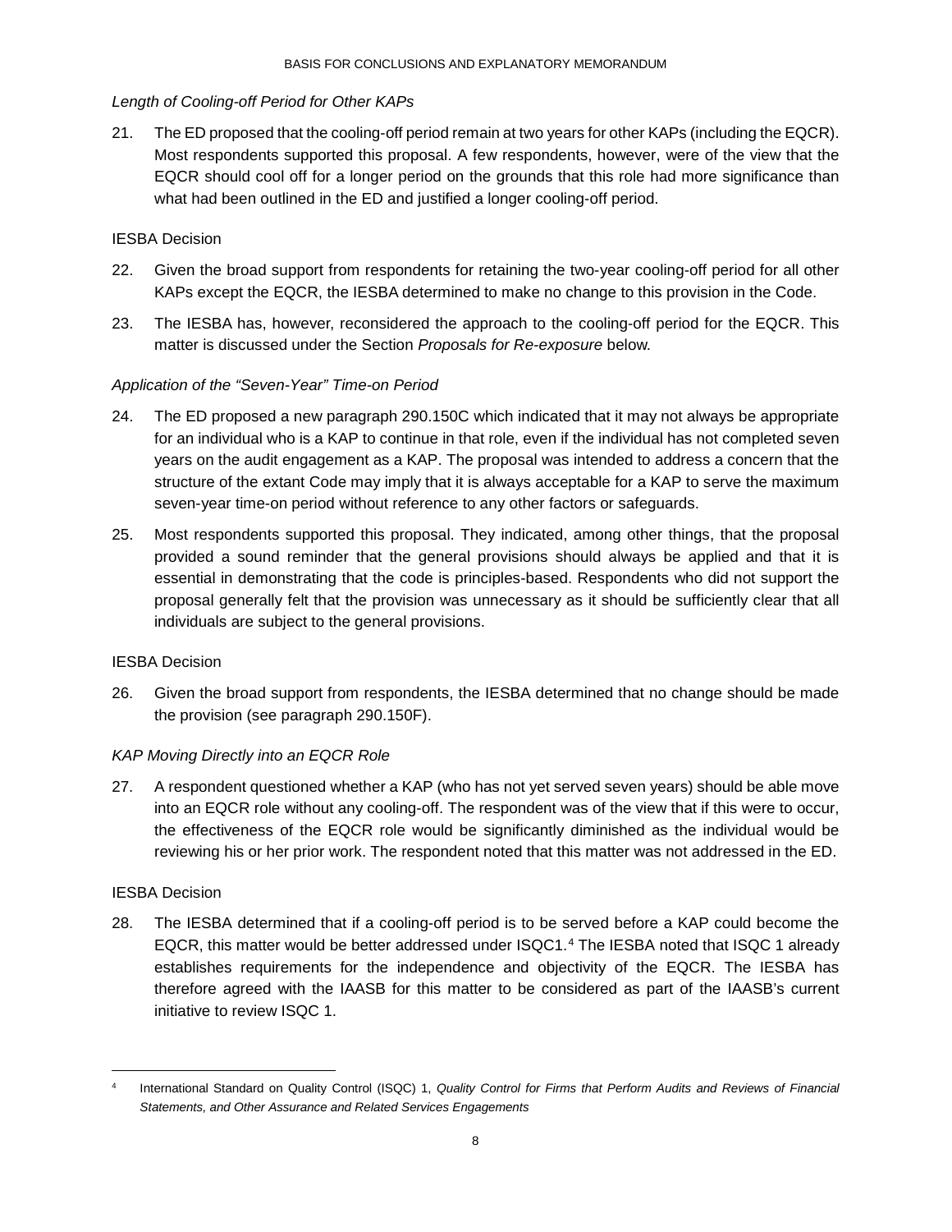*Length of Cooling-off Period for Other KAPs*

21. The ED proposed that the cooling-off period remain at two years for other KAPs (including the EQCR). Most respondents supported this proposal. A few respondents, however, were of the view that the EQCR should cool off for a longer period on the grounds that this role had more significance than what had been outlined in the ED and justified a longer cooling-off period.

IESBA Decision

22. Given the broad support from respondents for retaining the two-year cooling-off period for all other KAPs except the EQCR, the IESBA determined to make no change to this provision in the Code.

23. The IESBA has, however, reconsidered the approach to the cooling-off period for the EQCR. This matter is discussed under the Section *Proposals for Re-exposure* below.

*Application of the "Seven-Year" Time-on Period*

24. The ED proposed a new paragraph 290.150C which indicated that it may not always be appropriate for an individual who is a KAP to continue in that role, even if the individual has not completed seven years on the audit engagement as a KAP. The proposal was intended to address a concern that the structure of the extant Code may imply that it is always acceptable for a KAP to serve the maximum seven-year time-on period without reference to any other factors or safeguards.

25. Most respondents supported this proposal. They indicated, among other things, that the proposal provided a sound reminder that the general provisions should always be applied and that it is essential in demonstrating that the code is principles-based. Respondents who did not support the proposal generally felt that the provision was unnecessary as it should be sufficiently clear that all individuals are subject to the general provisions.

IESBA Decision

26. Given the broad support from respondents, the IESBA determined that no change should be made the provision (see paragraph 290.150F).

*KAP Moving Directly into an EQCR Role*

27. A respondent questioned whether a KAP (who has not yet served seven years) should be able move into an EQCR role without any cooling-off. The respondent was of the view that if this were to occur, the effectiveness of the EQCR role would be significantly diminished as the individual would be reviewing his or her prior work. The respondent noted that this matter was not addressed in the ED.

IESBA Decision

28. The IESBA determined that if a cooling-off period is to be served before a KAP could become the EQCR, this matter would be better addressed under ISQC1.[4] The IESBA noted that ISQC 1 already establishes requirements for the independence and objectivity of the EQCR. The IESBA has therefore agreed with the IAASB for this matter to be considered as part of the IAASB's current initiative to review ISQC 1.

---

[4] International Standard on Quality Control (ISQC) 1, *Quality Control for Firms that Perform Audits and Reviews of Financial Statements, and Other Assurance and Related Services Engagements*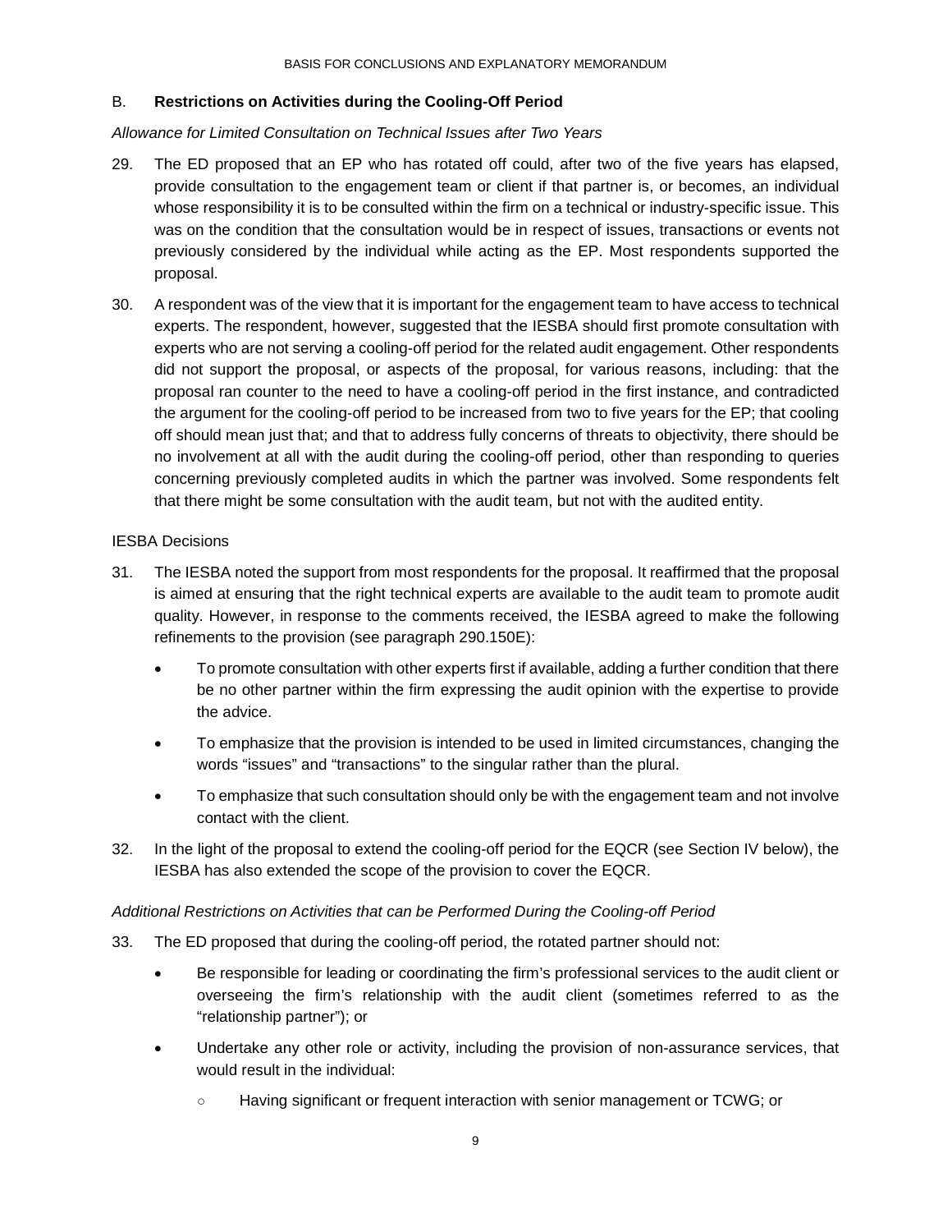## B. **Restrictions on Activities during the Cooling-Off Period**

*Allowance for Limited Consultation on Technical Issues after Two Years*

29. The ED proposed that an EP who has rotated off could, after two of the five years has elapsed, provide consultation to the engagement team or client if that partner is, or becomes, an individual whose responsibility it is to be consulted within the firm on a technical or industry-specific issue. This was on the condition that the consultation would be in respect of issues, transactions or events not previously considered by the individual while acting as the EP. Most respondents supported the proposal.

30. A respondent was of the view that it is important for the engagement team to have access to technical experts. The respondent, however, suggested that the IESBA should first promote consultation with experts who are not serving a cooling-off period for the related audit engagement. Other respondents did not support the proposal, or aspects of the proposal, for various reasons, including: that the proposal ran counter to the need to have a cooling-off period in the first instance, and contradicted the argument for the cooling-off period to be increased from two to five years for the EP; that cooling off should mean just that; and that to address fully concerns of threats to objectivity, there should be no involvement at all with the audit during the cooling-off period, other than responding to queries concerning previously completed audits in which the partner was involved. Some respondents felt that there might be some consultation with the audit team, but not with the audited entity.

IESBA Decisions

31. The IESBA noted the support from most respondents for the proposal. It reaffirmed that the proposal is aimed at ensuring that the right technical experts are available to the audit team to promote audit quality. However, in response to the comments received, the IESBA agreed to make the following refinements to the provision (see paragraph 290.150E):

   - To promote consultation with other experts first if available, adding a further condition that there be no other partner within the firm expressing the audit opinion with the expertise to provide the advice.
   - To emphasize that the provision is intended to be used in limited circumstances, changing the words “issues” and “transactions” to the singular rather than the plural.
   - To emphasize that such consultation should only be with the engagement team and not involve contact with the client.

32. In the light of the proposal to extend the cooling-off period for the EQCR (see Section IV below), the IESBA has also extended the scope of the provision to cover the EQCR.

*Additional Restrictions on Activities that can be Performed During the Cooling-off Period*

33. The ED proposed that during the cooling-off period, the rotated partner should not:

   - Be responsible for leading or coordinating the firm’s professional services to the audit client or overseeing the firm’s relationship with the audit client (sometimes referred to as the “relationship partner”); or
   - Undertake any other role or activity, including the provision of non-assurance services, that would result in the individual:
     - Having significant or frequent interaction with senior management or TCWG; or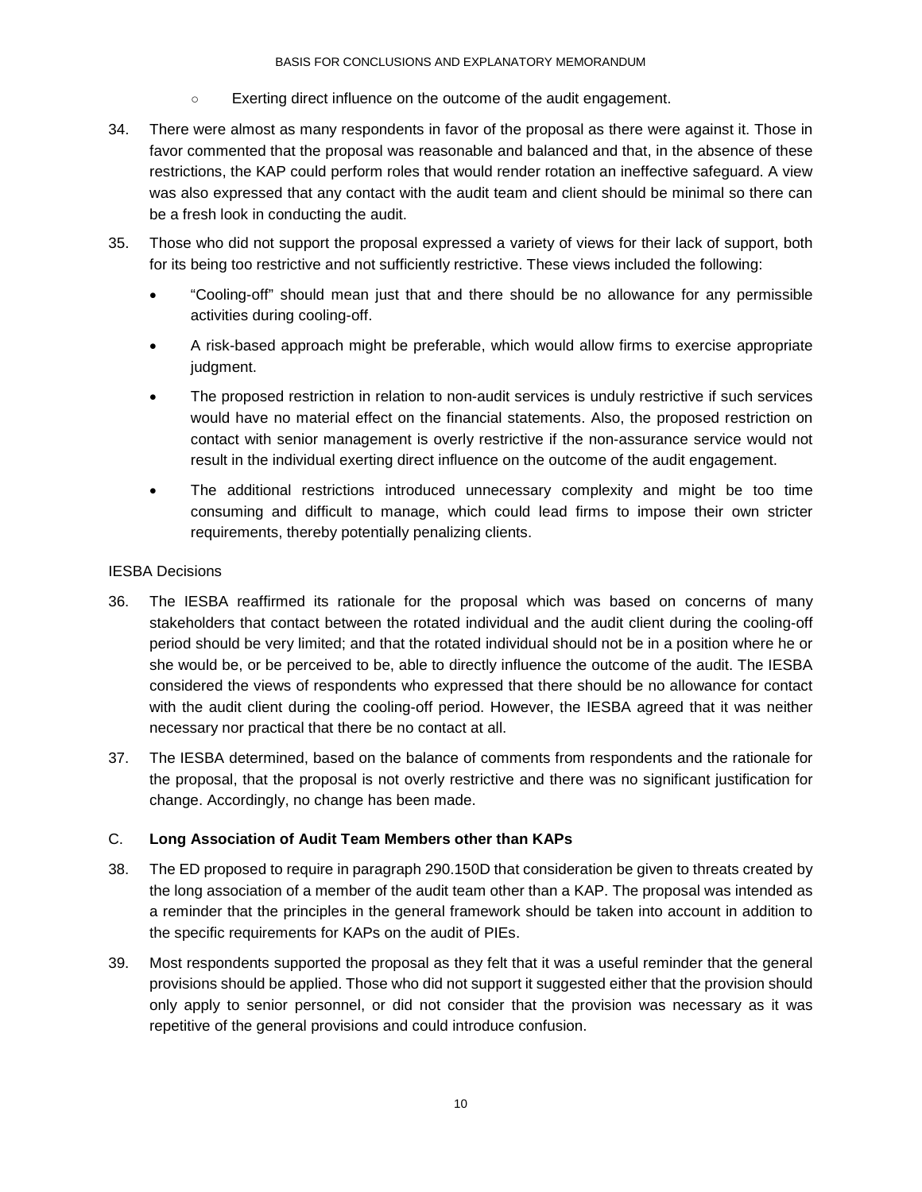- Exerting direct influence on the outcome of the audit engagement.

34. There were almost as many respondents in favor of the proposal as there were against it. Those in favor commented that the proposal was reasonable and balanced and that, in the absence of these restrictions, the KAP could perform roles that would render rotation an ineffective safeguard. A view was also expressed that any contact with the audit team and client should be minimal so there can be a fresh look in conducting the audit.

35. Those who did not support the proposal expressed a variety of views for their lack of support, both for its being too restrictive and not sufficiently restrictive. These views included the following:

    - "Cooling-off" should mean just that and there should be no allowance for any permissible activities during cooling-off.
    - A risk-based approach might be preferable, which would allow firms to exercise appropriate judgment.
    - The proposed restriction in relation to non-audit services is unduly restrictive if such services would have no material effect on the financial statements. Also, the proposed restriction on contact with senior management is overly restrictive if the non-assurance service would not result in the individual exerting direct influence on the outcome of the audit engagement.
    - The additional restrictions introduced unnecessary complexity and might be too time consuming and difficult to manage, which could lead firms to impose their own stricter requirements, thereby potentially penalizing clients.

IESBA Decisions

36. The IESBA reaffirmed its rationale for the proposal which was based on concerns of many stakeholders that contact between the rotated individual and the audit client during the cooling-off period should be very limited; and that the rotated individual should not be in a position where he or she would be, or be perceived to be, able to directly influence the outcome of the audit. The IESBA considered the views of respondents who expressed that there should be no allowance for contact with the audit client during the cooling-off period. However, the IESBA agreed that it was neither necessary nor practical that there be no contact at all.

37. The IESBA determined, based on the balance of comments from respondents and the rationale for the proposal, that the proposal is not overly restrictive and there was no significant justification for change. Accordingly, no change has been made.

### C. **Long Association of Audit Team Members other than KAPs**

38. The ED proposed to require in paragraph 290.150D that consideration be given to threats created by the long association of a member of the audit team other than a KAP. The proposal was intended as a reminder that the principles in the general framework should be taken into account in addition to the specific requirements for KAPs on the audit of PIEs.

39. Most respondents supported the proposal as they felt that it was a useful reminder that the general provisions should be applied. Those who did not support it suggested either that the provision should only apply to senior personnel, or did not consider that the provision was necessary as it was repetitive of the general provisions and could introduce confusion.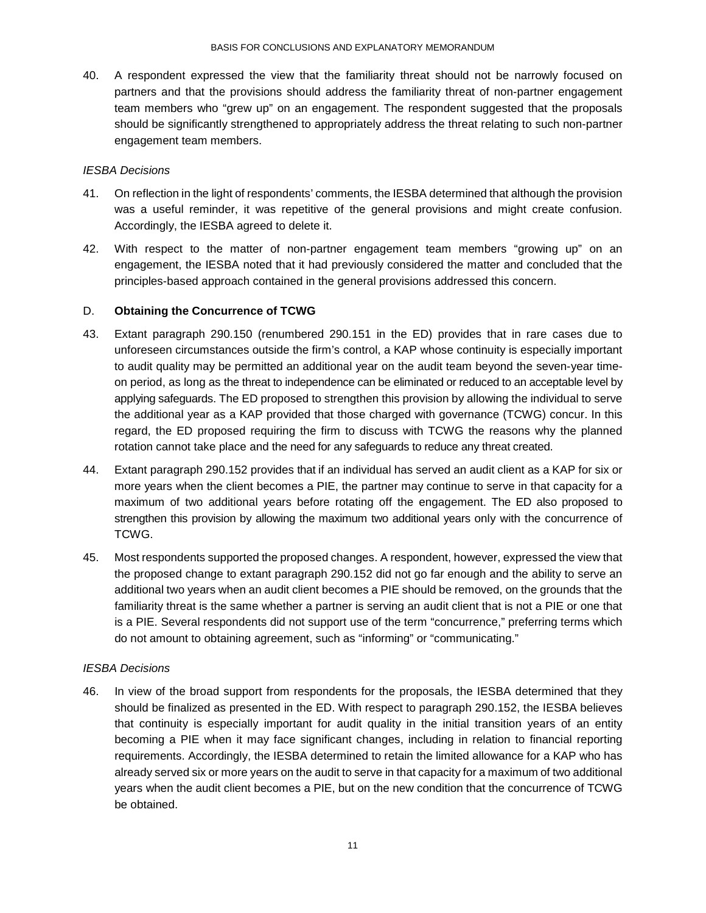40. A respondent expressed the view that the familiarity threat should not be narrowly focused on partners and that the provisions should address the familiarity threat of non-partner engagement team members who "grew up" on an engagement. The respondent suggested that the proposals should be significantly strengthened to appropriately address the threat relating to such non-partner engagement team members.

*IESBA Decisions*

41. On reflection in the light of respondents' comments, the IESBA determined that although the provision was a useful reminder, it was repetitive of the general provisions and might create confusion. Accordingly, the IESBA agreed to delete it.

42. With respect to the matter of non-partner engagement team members "growing up" on an engagement, the IESBA noted that it had previously considered the matter and concluded that the principles-based approach contained in the general provisions addressed this concern.

### D. **Obtaining the Concurrence of TCWG**

43. Extant paragraph 290.150 (renumbered 290.151 in the ED) provides that in rare cases due to unforeseen circumstances outside the firm's control, a KAP whose continuity is especially important to audit quality may be permitted an additional year on the audit team beyond the seven-year time-on period, as long as the threat to independence can be eliminated or reduced to an acceptable level by applying safeguards. The ED proposed to strengthen this provision by allowing the individual to serve the additional year as a KAP provided that those charged with governance (TCWG) concur. In this regard, the ED proposed requiring the firm to discuss with TCWG the reasons why the planned rotation cannot take place and the need for any safeguards to reduce any threat created.

44. Extant paragraph 290.152 provides that if an individual has served an audit client as a KAP for six or more years when the client becomes a PIE, the partner may continue to serve in that capacity for a maximum of two additional years before rotating off the engagement. The ED also proposed to strengthen this provision by allowing the maximum two additional years only with the concurrence of TCWG.

45. Most respondents supported the proposed changes. A respondent, however, expressed the view that the proposed change to extant paragraph 290.152 did not go far enough and the ability to serve an additional two years when an audit client becomes a PIE should be removed, on the grounds that the familiarity threat is the same whether a partner is serving an audit client that is not a PIE or one that is a PIE. Several respondents did not support use of the term "concurrence," preferring terms which do not amount to obtaining agreement, such as "informing" or "communicating."

*IESBA Decisions*

46. In view of the broad support from respondents for the proposals, the IESBA determined that they should be finalized as presented in the ED. With respect to paragraph 290.152, the IESBA believes that continuity is especially important for audit quality in the initial transition years of an entity becoming a PIE when it may face significant changes, including in relation to financial reporting requirements. Accordingly, the IESBA determined to retain the limited allowance for a KAP who has already served six or more years on the audit to serve in that capacity for a maximum of two additional years when the audit client becomes a PIE, but on the new condition that the concurrence of TCWG be obtained.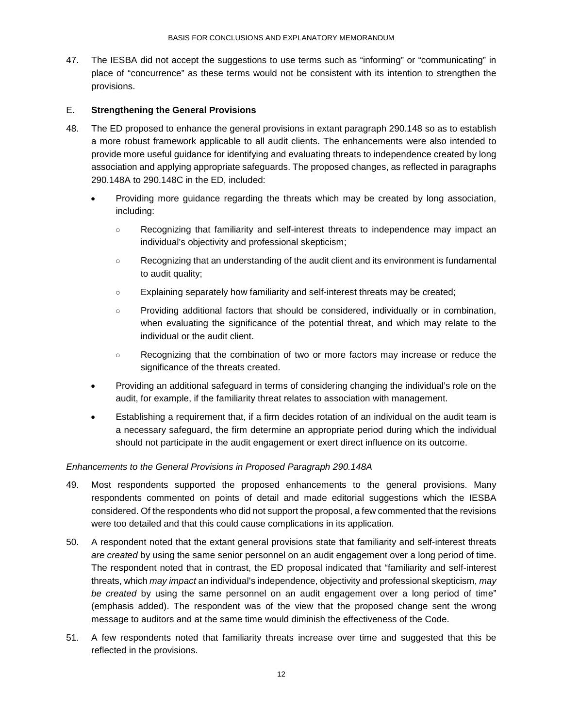47. The IESBA did not accept the suggestions to use terms such as "informing" or "communicating" in place of "concurrence" as these terms would not be consistent with its intention to strengthen the provisions.

## E. Strengthening the General Provisions

48. The ED proposed to enhance the general provisions in extant paragraph 290.148 so as to establish a more robust framework applicable to all audit clients. The enhancements were also intended to provide more useful guidance for identifying and evaluating threats to independence created by long association and applying appropriate safeguards. The proposed changes, as reflected in paragraphs 290.148A to 290.148C in the ED, included:

   - Providing more guidance regarding the threats which may be created by long association, including:
     - Recognizing that familiarity and self-interest threats to independence may impact an individual's objectivity and professional skepticism;
     - Recognizing that an understanding of the audit client and its environment is fundamental to audit quality;
     - Explaining separately how familiarity and self-interest threats may be created;
     - Providing additional factors that should be considered, individually or in combination, when evaluating the significance of the potential threat, and which may relate to the individual or the audit client.
     - Recognizing that the combination of two or more factors may increase or reduce the significance of the threats created.
   - Providing an additional safeguard in terms of considering changing the individual's role on the audit, for example, if the familiarity threat relates to association with management.
   - Establishing a requirement that, if a firm decides rotation of an individual on the audit team is a necessary safeguard, the firm determine an appropriate period during which the individual should not participate in the audit engagement or exert direct influence on its outcome.

*Enhancements to the General Provisions in Proposed Paragraph 290.148A*

49. Most respondents supported the proposed enhancements to the general provisions. Many respondents commented on points of detail and made editorial suggestions which the IESBA considered. Of the respondents who did not support the proposal, a few commented that the revisions were too detailed and that this could cause complications in its application.

50. A respondent noted that the extant general provisions state that familiarity and self-interest threats *are created* by using the same senior personnel on an audit engagement over a long period of time. The respondent noted that in contrast, the ED proposal indicated that "familiarity and self-interest threats, which *may impact* an individual's independence, objectivity and professional skepticism, *may be created* by using the same personnel on an audit engagement over a long period of time" (emphasis added). The respondent was of the view that the proposed change sent the wrong message to auditors and at the same time would diminish the effectiveness of the Code.

51. A few respondents noted that familiarity threats increase over time and suggested that this be reflected in the provisions.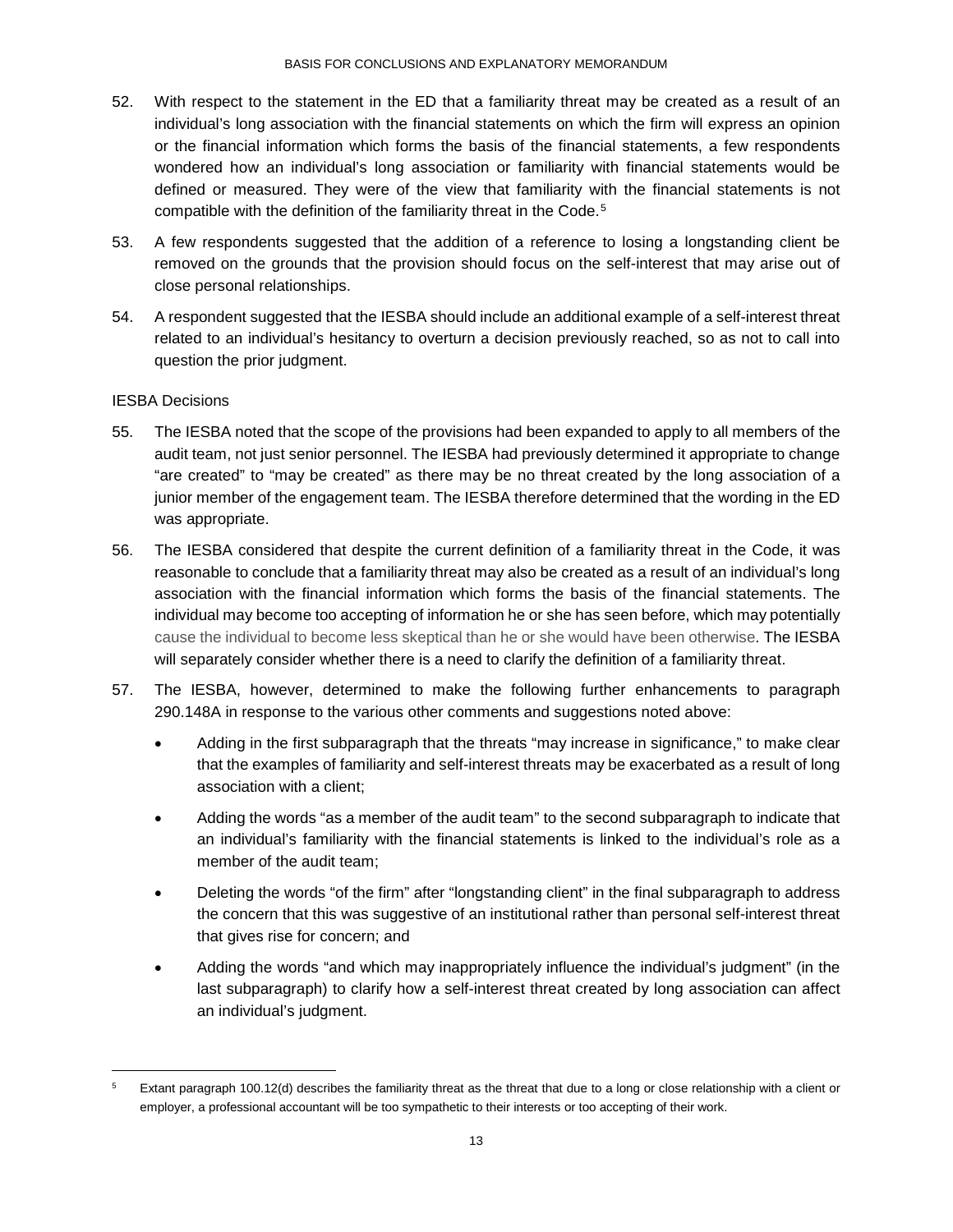52. With respect to the statement in the ED that a familiarity threat may be created as a result of an individual's long association with the financial statements on which the firm will express an opinion or the financial information which forms the basis of the financial statements, a few respondents wondered how an individual's long association or familiarity with financial statements would be defined or measured. They were of the view that familiarity with the financial statements is not compatible with the definition of the familiarity threat in the Code.[5]

53. A few respondents suggested that the addition of a reference to losing a longstanding client be removed on the grounds that the provision should focus on the self-interest that may arise out of close personal relationships.

54. A respondent suggested that the IESBA should include an additional example of a self-interest threat related to an individual's hesitancy to overturn a decision previously reached, so as not to call into question the prior judgment.

IESBA Decisions

55. The IESBA noted that the scope of the provisions had been expanded to apply to all members of the audit team, not just senior personnel. The IESBA had previously determined it appropriate to change "are created" to "may be created" as there may be no threat created by the long association of a junior member of the engagement team. The IESBA therefore determined that the wording in the ED was appropriate.

56. The IESBA considered that despite the current definition of a familiarity threat in the Code, it was reasonable to conclude that a familiarity threat may also be created as a result of an individual's long association with the financial information which forms the basis of the financial statements. The individual may become too accepting of information he or she has seen before, which may potentially cause the individual to become less skeptical than he or she would have been otherwise. The IESBA will separately consider whether there is a need to clarify the definition of a familiarity threat.

57. The IESBA, however, determined to make the following further enhancements to paragraph 290.148A in response to the various other comments and suggestions noted above:

    - Adding in the first subparagraph that the threats "may increase in significance," to make clear that the examples of familiarity and self-interest threats may be exacerbated as a result of long association with a client;
    - Adding the words "as a member of the audit team" to the second subparagraph to indicate that an individual's familiarity with the financial statements is linked to the individual's role as a member of the audit team;
    - Deleting the words "of the firm" after "longstanding client" in the final subparagraph to address the concern that this was suggestive of an institutional rather than personal self-interest threat that gives rise for concern; and
    - Adding the words "and which may inappropriately influence the individual's judgment" (in the last subparagraph) to clarify how a self-interest threat created by long association can affect an individual's judgment.

[5] Extant paragraph 100.12(d) describes the familiarity threat as the threat that due to a long or close relationship with a client or employer, a professional accountant will be too sympathetic to their interests or too accepting of their work.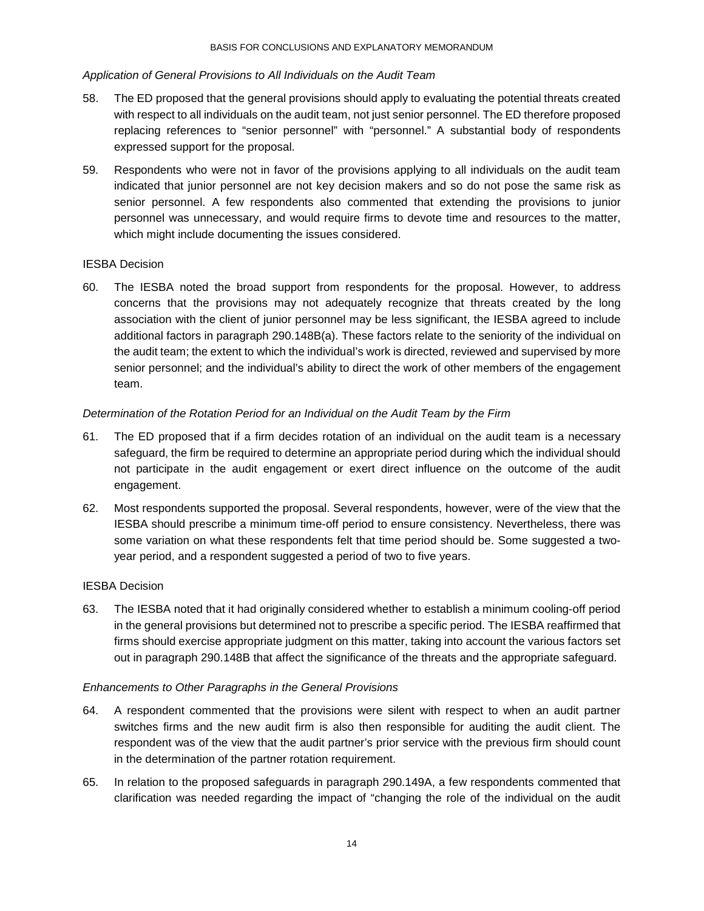*Application of General Provisions to All Individuals on the Audit Team*

58. The ED proposed that the general provisions should apply to evaluating the potential threats created with respect to all individuals on the audit team, not just senior personnel. The ED therefore proposed replacing references to "senior personnel" with "personnel." A substantial body of respondents expressed support for the proposal.

59. Respondents who were not in favor of the provisions applying to all individuals on the audit team indicated that junior personnel are not key decision makers and so do not pose the same risk as senior personnel. A few respondents also commented that extending the provisions to junior personnel was unnecessary, and would require firms to devote time and resources to the matter, which might include documenting the issues considered.

IESBA Decision

60. The IESBA noted the broad support from respondents for the proposal. However, to address concerns that the provisions may not adequately recognize that threats created by the long association with the client of junior personnel may be less significant, the IESBA agreed to include additional factors in paragraph 290.148B(a). These factors relate to the seniority of the individual on the audit team; the extent to which the individual's work is directed, reviewed and supervised by more senior personnel; and the individual's ability to direct the work of other members of the engagement team.

*Determination of the Rotation Period for an Individual on the Audit Team by the Firm*

61. The ED proposed that if a firm decides rotation of an individual on the audit team is a necessary safeguard, the firm be required to determine an appropriate period during which the individual should not participate in the audit engagement or exert direct influence on the outcome of the audit engagement.

62. Most respondents supported the proposal. Several respondents, however, were of the view that the IESBA should prescribe a minimum time-off period to ensure consistency. Nevertheless, there was some variation on what these respondents felt that time period should be. Some suggested a two-year period, and a respondent suggested a period of two to five years.

IESBA Decision

63. The IESBA noted that it had originally considered whether to establish a minimum cooling-off period in the general provisions but determined not to prescribe a specific period. The IESBA reaffirmed that firms should exercise appropriate judgment on this matter, taking into account the various factors set out in paragraph 290.148B that affect the significance of the threats and the appropriate safeguard.

*Enhancements to Other Paragraphs in the General Provisions*

64. A respondent commented that the provisions were silent with respect to when an audit partner switches firms and the new audit firm is also then responsible for auditing the audit client. The respondent was of the view that the audit partner's prior service with the previous firm should count in the determination of the partner rotation requirement.

65. In relation to the proposed safeguards in paragraph 290.149A, a few respondents commented that clarification was needed regarding the impact of "changing the role of the individual on the audit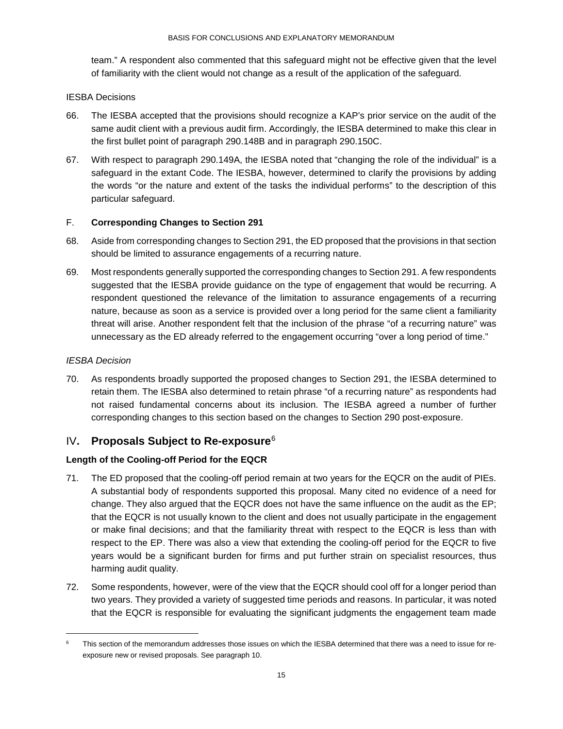team." A respondent also commented that this safeguard might not be effective given that the level of familiarity with the client would not change as a result of the application of the safeguard.

IESBA Decisions

66. The IESBA accepted that the provisions should recognize a KAP's prior service on the audit of the same audit client with a previous audit firm. Accordingly, the IESBA determined to make this clear in the first bullet point of paragraph 290.148B and in paragraph 290.150C.

67. With respect to paragraph 290.149A, the IESBA noted that "changing the role of the individual" is a safeguard in the extant Code. The IESBA, however, determined to clarify the provisions by adding the words "or the nature and extent of the tasks the individual performs" to the description of this particular safeguard.

### F. **Corresponding Changes to Section 291**

68. Aside from corresponding changes to Section 291, the ED proposed that the provisions in that section should be limited to assurance engagements of a recurring nature.

69. Most respondents generally supported the corresponding changes to Section 291. A few respondents suggested that the IESBA provide guidance on the type of engagement that would be recurring. A respondent questioned the relevance of the limitation to assurance engagements of a recurring nature, because as soon as a service is provided over a long period for the same client a familiarity threat will arise. Another respondent felt that the inclusion of the phrase "of a recurring nature" was unnecessary as the ED already referred to the engagement occurring "over a long period of time."

*IESBA Decision*

70. As respondents broadly supported the proposed changes to Section 291, the IESBA determined to retain them. The IESBA also determined to retain phrase "of a recurring nature" as respondents had not raised fundamental concerns about its inclusion. The IESBA agreed a number of further corresponding changes to this section based on the changes to Section 290 post-exposure.

## IV. **Proposals Subject to Re-exposure**[6]

**Length of the Cooling-off Period for the EQCR**

71. The ED proposed that the cooling-off period remain at two years for the EQCR on the audit of PIEs. A substantial body of respondents supported this proposal. Many cited no evidence of a need for change. They also argued that the EQCR does not have the same influence on the audit as the EP; that the EQCR is not usually known to the client and does not usually participate in the engagement or make final decisions; and that the familiarity threat with respect to the EQCR is less than with respect to the EP. There was also a view that extending the cooling-off period for the EQCR to five years would be a significant burden for firms and put further strain on specialist resources, thus harming audit quality.

72. Some respondents, however, were of the view that the EQCR should cool off for a longer period than two years. They provided a variety of suggested time periods and reasons. In particular, it was noted that the EQCR is responsible for evaluating the significant judgments the engagement team made

---

[6] This section of the memorandum addresses those issues on which the IESBA determined that there was a need to issue for re-exposure new or revised proposals. See paragraph 10.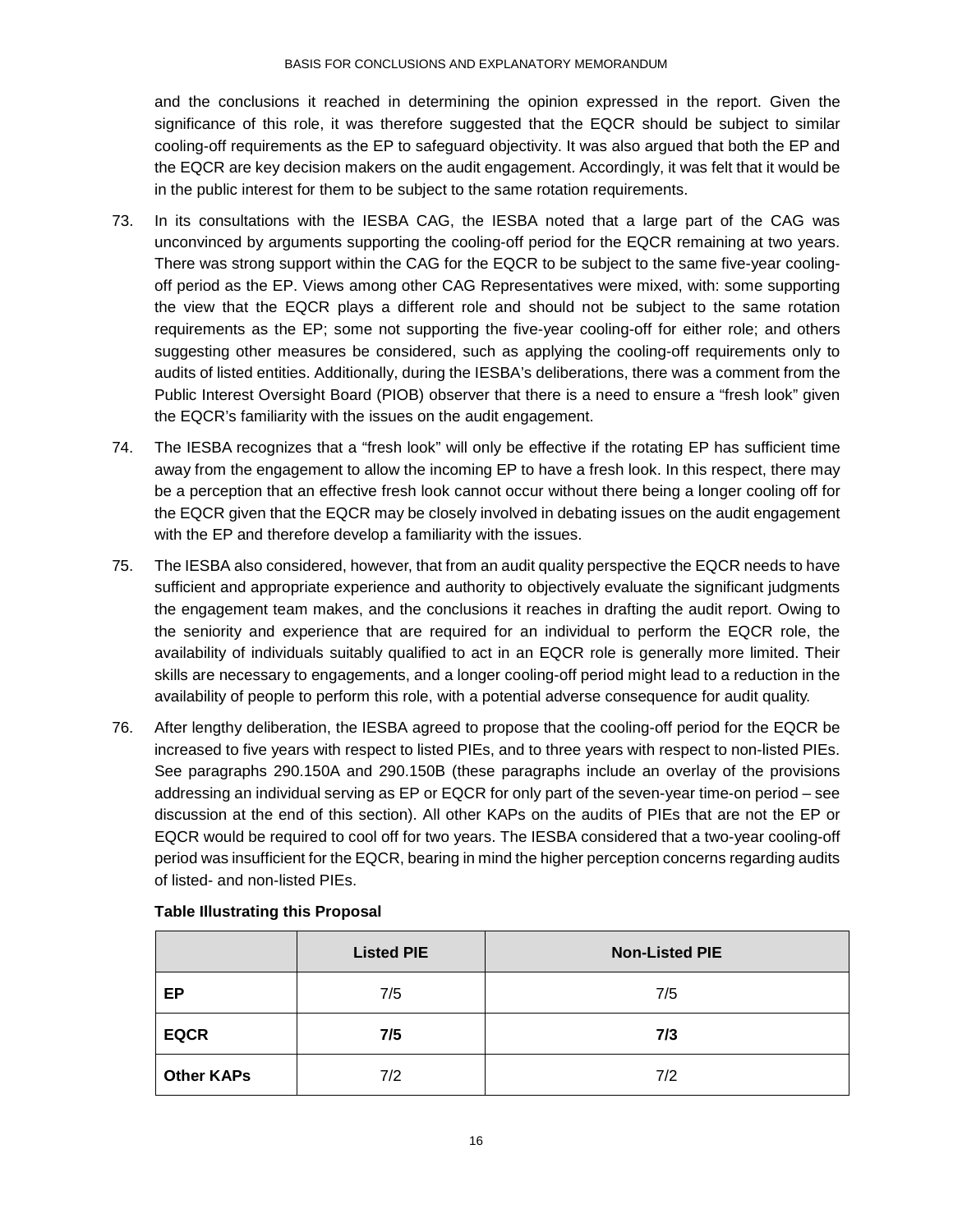and the conclusions it reached in determining the opinion expressed in the report. Given the significance of this role, it was therefore suggested that the EQCR should be subject to similar cooling-off requirements as the EP to safeguard objectivity. It was also argued that both the EP and the EQCR are key decision makers on the audit engagement. Accordingly, it was felt that it would be in the public interest for them to be subject to the same rotation requirements.

73. In its consultations with the IESBA CAG, the IESBA noted that a large part of the CAG was unconvinced by arguments supporting the cooling-off period for the EQCR remaining at two years. There was strong support within the CAG for the EQCR to be subject to the same five-year cooling-off period as the EP. Views among other CAG Representatives were mixed, with: some supporting the view that the EQCR plays a different role and should not be subject to the same rotation requirements as the EP; some not supporting the five-year cooling-off for either role; and others suggesting other measures be considered, such as applying the cooling-off requirements only to audits of listed entities. Additionally, during the IESBA's deliberations, there was a comment from the Public Interest Oversight Board (PIOB) observer that there is a need to ensure a "fresh look" given the EQCR's familiarity with the issues on the audit engagement.

74. The IESBA recognizes that a "fresh look" will only be effective if the rotating EP has sufficient time away from the engagement to allow the incoming EP to have a fresh look. In this respect, there may be a perception that an effective fresh look cannot occur without there being a longer cooling off for the EQCR given that the EQCR may be closely involved in debating issues on the audit engagement with the EP and therefore develop a familiarity with the issues.

75. The IESBA also considered, however, that from an audit quality perspective the EQCR needs to have sufficient and appropriate experience and authority to objectively evaluate the significant judgments the engagement team makes, and the conclusions it reaches in drafting the audit report. Owing to the seniority and experience that are required for an individual to perform the EQCR role, the availability of individuals suitably qualified to act in an EQCR role is generally more limited. Their skills are necessary to engagements, and a longer cooling-off period might lead to a reduction in the availability of people to perform this role, with a potential adverse consequence for audit quality.

76. After lengthy deliberation, the IESBA agreed to propose that the cooling-off period for the EQCR be increased to five years with respect to listed PIEs, and to three years with respect to non-listed PIEs. See paragraphs 290.150A and 290.150B (these paragraphs include an overlay of the provisions addressing an individual serving as EP or EQCR for only part of the seven-year time-on period – see discussion at the end of this section). All other KAPs on the audits of PIEs that are not the EP or EQCR would be required to cool off for two years. The IESBA considered that a two-year cooling-off period was insufficient for the EQCR, bearing in mind the higher perception concerns regarding audits of listed- and non-listed PIEs.

**Table Illustrating this Proposal**

| | Listed PIE | Non-Listed PIE |
|---|---|---|
| **EP** | 7/5 | 7/5 |
| **EQCR** | **7/5** | **7/3** |
| **Other KAPs** | 7/2 | 7/2 |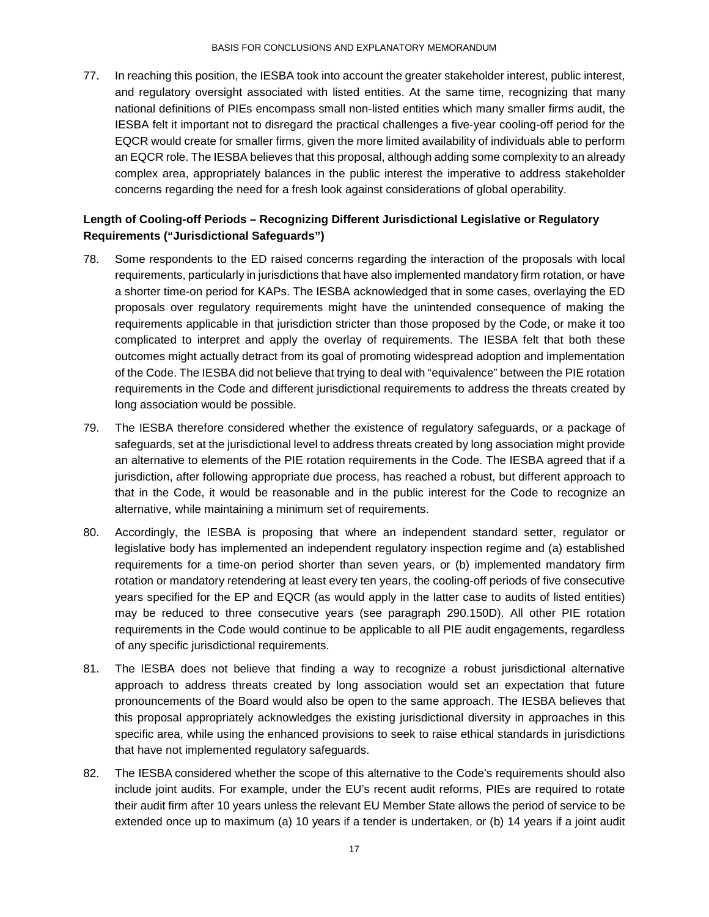77. In reaching this position, the IESBA took into account the greater stakeholder interest, public interest, and regulatory oversight associated with listed entities. At the same time, recognizing that many national definitions of PIEs encompass small non-listed entities which many smaller firms audit, the IESBA felt it important not to disregard the practical challenges a five-year cooling-off period for the EQCR would create for smaller firms, given the more limited availability of individuals able to perform an EQCR role. The IESBA believes that this proposal, although adding some complexity to an already complex area, appropriately balances in the public interest the imperative to address stakeholder concerns regarding the need for a fresh look against considerations of global operability.

### Length of Cooling-off Periods – Recognizing Different Jurisdictional Legislative or Regulatory Requirements ("Jurisdictional Safeguards")

78. Some respondents to the ED raised concerns regarding the interaction of the proposals with local requirements, particularly in jurisdictions that have also implemented mandatory firm rotation, or have a shorter time-on period for KAPs. The IESBA acknowledged that in some cases, overlaying the ED proposals over regulatory requirements might have the unintended consequence of making the requirements applicable in that jurisdiction stricter than those proposed by the Code, or make it too complicated to interpret and apply the overlay of requirements. The IESBA felt that both these outcomes might actually detract from its goal of promoting widespread adoption and implementation of the Code. The IESBA did not believe that trying to deal with "equivalence" between the PIE rotation requirements in the Code and different jurisdictional requirements to address the threats created by long association would be possible.

79. The IESBA therefore considered whether the existence of regulatory safeguards, or a package of safeguards, set at the jurisdictional level to address threats created by long association might provide an alternative to elements of the PIE rotation requirements in the Code. The IESBA agreed that if a jurisdiction, after following appropriate due process, has reached a robust, but different approach to that in the Code, it would be reasonable and in the public interest for the Code to recognize an alternative, while maintaining a minimum set of requirements.

80. Accordingly, the IESBA is proposing that where an independent standard setter, regulator or legislative body has implemented an independent regulatory inspection regime and (a) established requirements for a time-on period shorter than seven years, or (b) implemented mandatory firm rotation or mandatory retendering at least every ten years, the cooling-off periods of five consecutive years specified for the EP and EQCR (as would apply in the latter case to audits of listed entities) may be reduced to three consecutive years (see paragraph 290.150D). All other PIE rotation requirements in the Code would continue to be applicable to all PIE audit engagements, regardless of any specific jurisdictional requirements.

81. The IESBA does not believe that finding a way to recognize a robust jurisdictional alternative approach to address threats created by long association would set an expectation that future pronouncements of the Board would also be open to the same approach. The IESBA believes that this proposal appropriately acknowledges the existing jurisdictional diversity in approaches in this specific area, while using the enhanced provisions to seek to raise ethical standards in jurisdictions that have not implemented regulatory safeguards.

82. The IESBA considered whether the scope of this alternative to the Code's requirements should also include joint audits. For example, under the EU's recent audit reforms, PIEs are required to rotate their audit firm after 10 years unless the relevant EU Member State allows the period of service to be extended once up to maximum (a) 10 years if a tender is undertaken, or (b) 14 years if a joint audit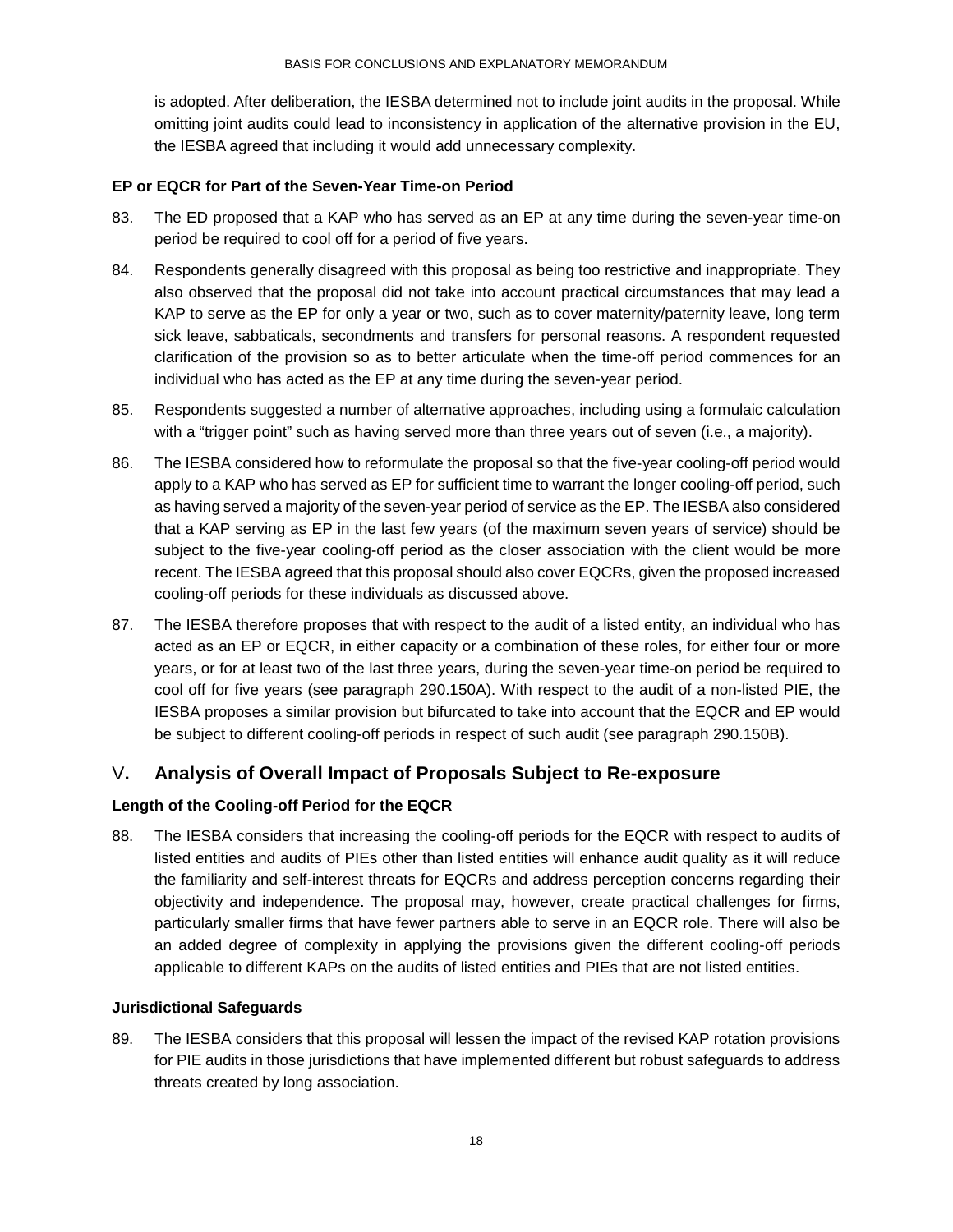is adopted. After deliberation, the IESBA determined not to include joint audits in the proposal. While omitting joint audits could lead to inconsistency in application of the alternative provision in the EU, the IESBA agreed that including it would add unnecessary complexity.

**EP or EQCR for Part of the Seven-Year Time-on Period**

83. The ED proposed that a KAP who has served as an EP at any time during the seven-year time-on period be required to cool off for a period of five years.

84. Respondents generally disagreed with this proposal as being too restrictive and inappropriate. They also observed that the proposal did not take into account practical circumstances that may lead a KAP to serve as the EP for only a year or two, such as to cover maternity/paternity leave, long term sick leave, sabbaticals, secondments and transfers for personal reasons. A respondent requested clarification of the provision so as to better articulate when the time-off period commences for an individual who has acted as the EP at any time during the seven-year period.

85. Respondents suggested a number of alternative approaches, including using a formulaic calculation with a "trigger point" such as having served more than three years out of seven (i.e., a majority).

86. The IESBA considered how to reformulate the proposal so that the five-year cooling-off period would apply to a KAP who has served as EP for sufficient time to warrant the longer cooling-off period, such as having served a majority of the seven-year period of service as the EP. The IESBA also considered that a KAP serving as EP in the last few years (of the maximum seven years of service) should be subject to the five-year cooling-off period as the closer association with the client would be more recent. The IESBA agreed that this proposal should also cover EQCRs, given the proposed increased cooling-off periods for these individuals as discussed above.

87. The IESBA therefore proposes that with respect to the audit of a listed entity, an individual who has acted as an EP or EQCR, in either capacity or a combination of these roles, for either four or more years, or for at least two of the last three years, during the seven-year time-on period be required to cool off for five years (see paragraph 290.150A). With respect to the audit of a non-listed PIE, the IESBA proposes a similar provision but bifurcated to take into account that the EQCR and EP would be subject to different cooling-off periods in respect of such audit (see paragraph 290.150B).

## V. Analysis of Overall Impact of Proposals Subject to Re-exposure

**Length of the Cooling-off Period for the EQCR**

88. The IESBA considers that increasing the cooling-off periods for the EQCR with respect to audits of listed entities and audits of PIEs other than listed entities will enhance audit quality as it will reduce the familiarity and self-interest threats for EQCRs and address perception concerns regarding their objectivity and independence. The proposal may, however, create practical challenges for firms, particularly smaller firms that have fewer partners able to serve in an EQCR role. There will also be an added degree of complexity in applying the provisions given the different cooling-off periods applicable to different KAPs on the audits of listed entities and PIEs that are not listed entities.

**Jurisdictional Safeguards**

89. The IESBA considers that this proposal will lessen the impact of the revised KAP rotation provisions for PIE audits in those jurisdictions that have implemented different but robust safeguards to address threats created by long association.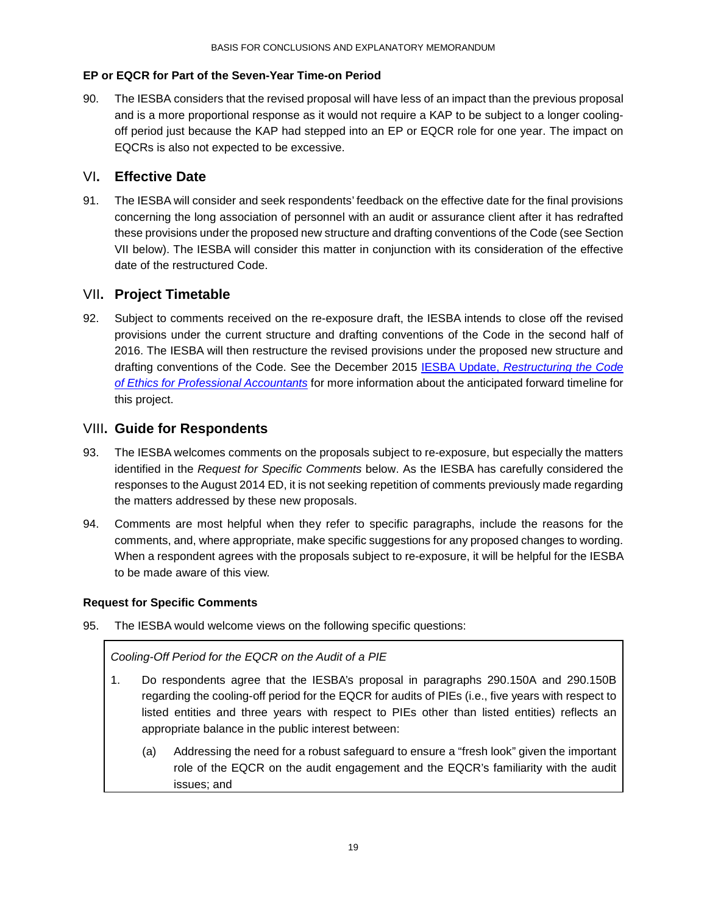#### EP or EQCR for Part of the Seven-Year Time-on Period

90. The IESBA considers that the revised proposal will have less of an impact than the previous proposal and is a more proportional response as it would not require a KAP to be subject to a longer cooling-off period just because the KAP had stepped into an EP or EQCR role for one year. The impact on EQCRs is also not expected to be excessive.

## VI. Effective Date

91. The IESBA will consider and seek respondents' feedback on the effective date for the final provisions concerning the long association of personnel with an audit or assurance client after it has redrafted these provisions under the proposed new structure and drafting conventions of the Code (see Section VII below). The IESBA will consider this matter in conjunction with its consideration of the effective date of the restructured Code.

## VII. Project Timetable

92. Subject to comments received on the re-exposure draft, the IESBA intends to close off the revised provisions under the current structure and drafting conventions of the Code in the second half of 2016. The IESBA will then restructure the revised provisions under the proposed new structure and drafting conventions of the Code. See the December 2015 IESBA Update, *Restructuring the Code of Ethics for Professional Accountants* for more information about the anticipated forward timeline for this project.

## VIII. Guide for Respondents

93. The IESBA welcomes comments on the proposals subject to re-exposure, but especially the matters identified in the *Request for Specific Comments* below. As the IESBA has carefully considered the responses to the August 2014 ED, it is not seeking repetition of comments previously made regarding the matters addressed by these new proposals.

94. Comments are most helpful when they refer to specific paragraphs, include the reasons for the comments, and, where appropriate, make specific suggestions for any proposed changes to wording. When a respondent agrees with the proposals subject to re-exposure, it will be helpful for the IESBA to be made aware of this view.

#### Request for Specific Comments

95. The IESBA would welcome views on the following specific questions:

*Cooling-Off Period for the EQCR on the Audit of a PIE*

1. Do respondents agree that the IESBA's proposal in paragraphs 290.150A and 290.150B regarding the cooling-off period for the EQCR for audits of PIEs (i.e., five years with respect to listed entities and three years with respect to PIEs other than listed entities) reflects an appropriate balance in the public interest between:

   (a) Addressing the need for a robust safeguard to ensure a "fresh look" given the important role of the EQCR on the audit engagement and the EQCR's familiarity with the audit issues; and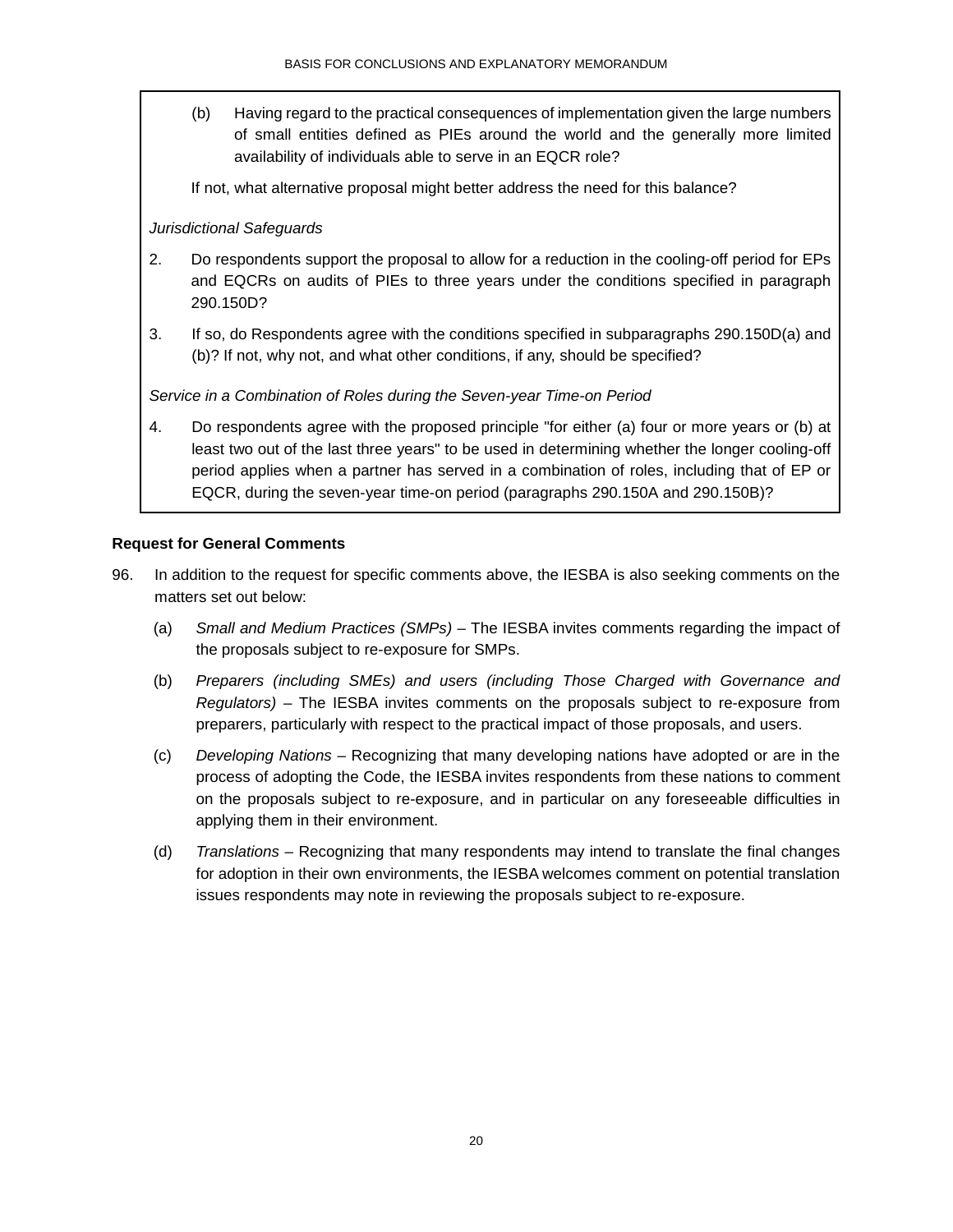(b) Having regard to the practical consequences of implementation given the large numbers of small entities defined as PIEs around the world and the generally more limited availability of individuals able to serve in an EQCR role?

If not, what alternative proposal might better address the need for this balance?

*Jurisdictional Safeguards*

2. Do respondents support the proposal to allow for a reduction in the cooling-off period for EPs and EQCRs on audits of PIEs to three years under the conditions specified in paragraph 290.150D?

3. If so, do Respondents agree with the conditions specified in subparagraphs 290.150D(a) and (b)? If not, why not, and what other conditions, if any, should be specified?

*Service in a Combination of Roles during the Seven-year Time-on Period*

4. Do respondents agree with the proposed principle "for either (a) four or more years or (b) at least two out of the last three years" to be used in determining whether the longer cooling-off period applies when a partner has served in a combination of roles, including that of EP or EQCR, during the seven-year time-on period (paragraphs 290.150A and 290.150B)?

**Request for General Comments**

96. In addition to the request for specific comments above, the IESBA is also seeking comments on the matters set out below:

(a) *Small and Medium Practices (SMPs)* – The IESBA invites comments regarding the impact of the proposals subject to re-exposure for SMPs.

(b) *Preparers (including SMEs) and users (including Those Charged with Governance and Regulators)* – The IESBA invites comments on the proposals subject to re-exposure from preparers, particularly with respect to the practical impact of those proposals, and users.

(c) *Developing Nations* – Recognizing that many developing nations have adopted or are in the process of adopting the Code, the IESBA invites respondents from these nations to comment on the proposals subject to re-exposure, and in particular on any foreseeable difficulties in applying them in their environment.

(d) *Translations* – Recognizing that many respondents may intend to translate the final changes for adoption in their own environments, the IESBA welcomes comment on potential translation issues respondents may note in reviewing the proposals subject to re-exposure.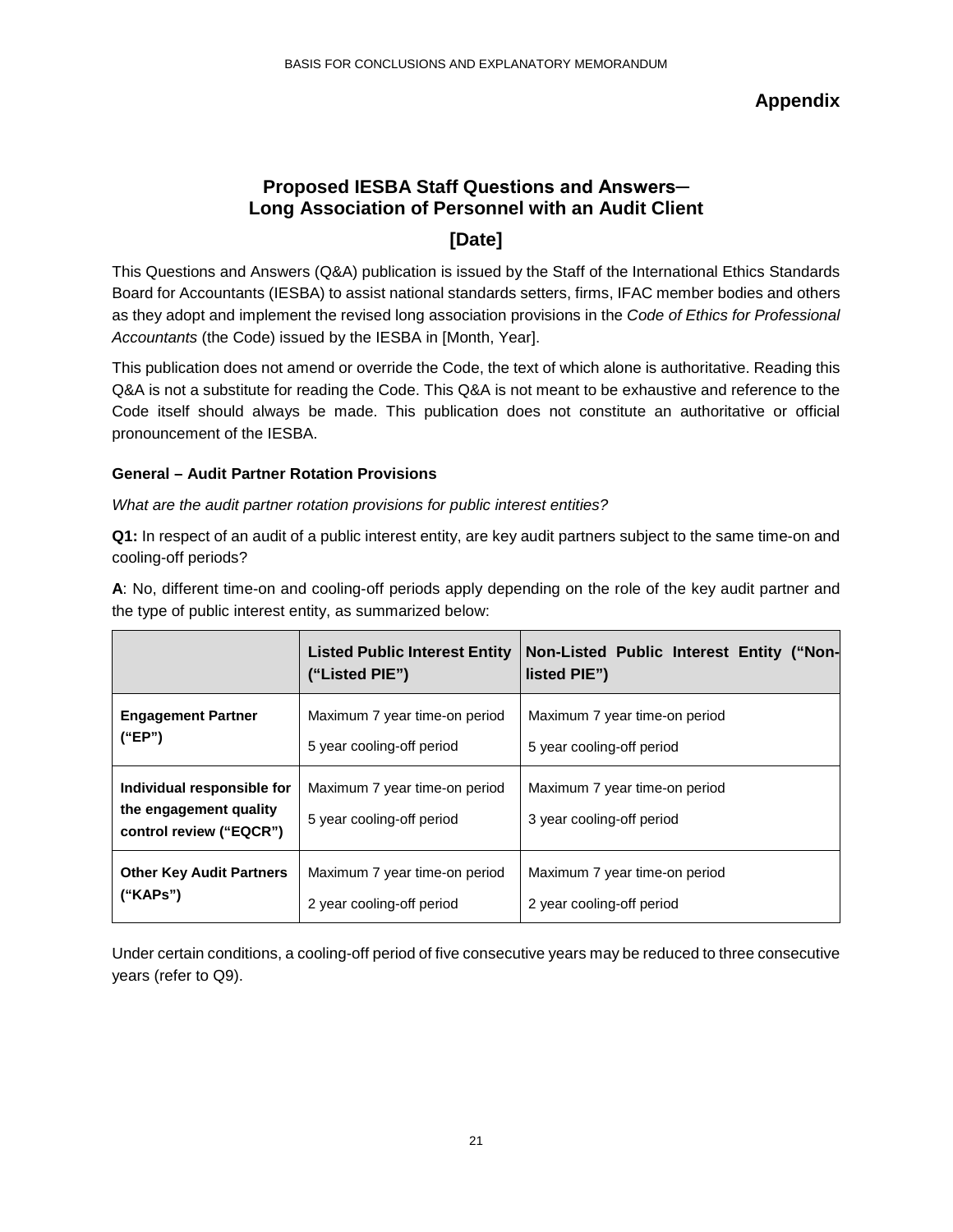## Appendix

# Proposed IESBA Staff Questions and Answers─ Long Association of Personnel with an Audit Client

## [Date]

This Questions and Answers (Q&A) publication is issued by the Staff of the International Ethics Standards Board for Accountants (IESBA) to assist national standards setters, firms, IFAC member bodies and others as they adopt and implement the revised long association provisions in the *Code of Ethics for Professional Accountants* (the Code) issued by the IESBA in [Month, Year].

This publication does not amend or override the Code, the text of which alone is authoritative. Reading this Q&A is not a substitute for reading the Code. This Q&A is not meant to be exhaustive and reference to the Code itself should always be made. This publication does not constitute an authoritative or official pronouncement of the IESBA.

### General – Audit Partner Rotation Provisions

*What are the audit partner rotation provisions for public interest entities?*

**Q1:** In respect of an audit of a public interest entity, are key audit partners subject to the same time-on and cooling-off periods?

**A**: No, different time-on and cooling-off periods apply depending on the role of the key audit partner and the type of public interest entity, as summarized below:

| | **Listed Public Interest Entity ("Listed PIE")** | **Non-Listed Public Interest Entity ("Non-listed PIE")** |
|---|---|---|
| **Engagement Partner ("EP")** | Maximum 7 year time-on period<br>5 year cooling-off period | Maximum 7 year time-on period<br>5 year cooling-off period |
| **Individual responsible for the engagement quality control review ("EQCR")** | Maximum 7 year time-on period<br>5 year cooling-off period | Maximum 7 year time-on period<br>3 year cooling-off period |
| **Other Key Audit Partners ("KAPs")** | Maximum 7 year time-on period<br>2 year cooling-off period | Maximum 7 year time-on period<br>2 year cooling-off period |

Under certain conditions, a cooling-off period of five consecutive years may be reduced to three consecutive years (refer to Q9).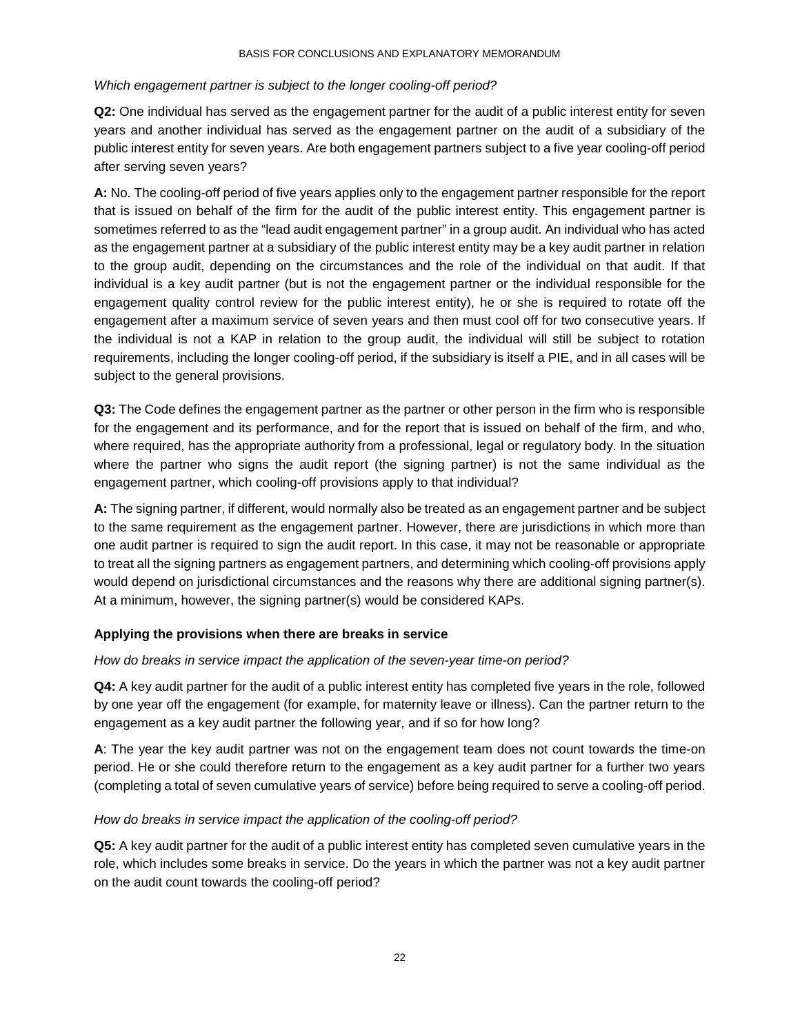*Which engagement partner is subject to the longer cooling-off period?*

**Q2:** One individual has served as the engagement partner for the audit of a public interest entity for seven years and another individual has served as the engagement partner on the audit of a subsidiary of the public interest entity for seven years. Are both engagement partners subject to a five year cooling-off period after serving seven years?

**A:** No. The cooling-off period of five years applies only to the engagement partner responsible for the report that is issued on behalf of the firm for the audit of the public interest entity. This engagement partner is sometimes referred to as the "lead audit engagement partner" in a group audit. An individual who has acted as the engagement partner at a subsidiary of the public interest entity may be a key audit partner in relation to the group audit, depending on the circumstances and the role of the individual on that audit. If that individual is a key audit partner (but is not the engagement partner or the individual responsible for the engagement quality control review for the public interest entity), he or she is required to rotate off the engagement after a maximum service of seven years and then must cool off for two consecutive years. If the individual is not a KAP in relation to the group audit, the individual will still be subject to rotation requirements, including the longer cooling-off period, if the subsidiary is itself a PIE, and in all cases will be subject to the general provisions.

**Q3:** The Code defines the engagement partner as the partner or other person in the firm who is responsible for the engagement and its performance, and for the report that is issued on behalf of the firm, and who, where required, has the appropriate authority from a professional, legal or regulatory body. In the situation where the partner who signs the audit report (the signing partner) is not the same individual as the engagement partner, which cooling-off provisions apply to that individual?

**A:** The signing partner, if different, would normally also be treated as an engagement partner and be subject to the same requirement as the engagement partner. However, there are jurisdictions in which more than one audit partner is required to sign the audit report. In this case, it may not be reasonable or appropriate to treat all the signing partners as engagement partners, and determining which cooling-off provisions apply would depend on jurisdictional circumstances and the reasons why there are additional signing partner(s). At a minimum, however, the signing partner(s) would be considered KAPs.

### Applying the provisions when there are breaks in service

*How do breaks in service impact the application of the seven-year time-on period?*

**Q4:** A key audit partner for the audit of a public interest entity has completed five years in the role, followed by one year off the engagement (for example, for maternity leave or illness). Can the partner return to the engagement as a key audit partner the following year, and if so for how long?

**A**: The year the key audit partner was not on the engagement team does not count towards the time-on period. He or she could therefore return to the engagement as a key audit partner for a further two years (completing a total of seven cumulative years of service) before being required to serve a cooling-off period.

*How do breaks in service impact the application of the cooling-off period?*

**Q5:** A key audit partner for the audit of a public interest entity has completed seven cumulative years in the role, which includes some breaks in service. Do the years in which the partner was not a key audit partner on the audit count towards the cooling-off period?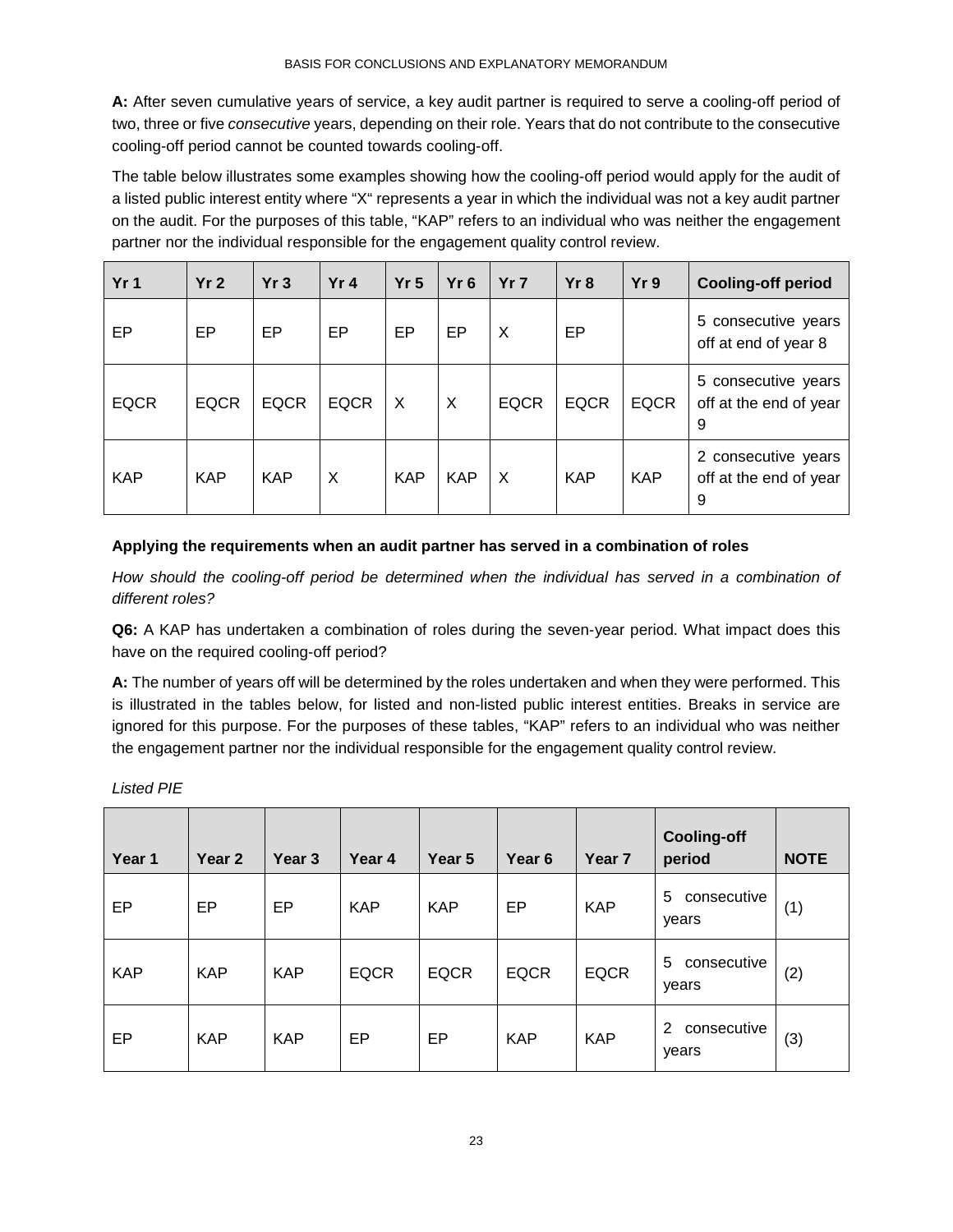**A:** After seven cumulative years of service, a key audit partner is required to serve a cooling-off period of two, three or five *consecutive* years, depending on their role. Years that do not contribute to the consecutive cooling-off period cannot be counted towards cooling-off.

The table below illustrates some examples showing how the cooling-off period would apply for the audit of a listed public interest entity where "X" represents a year in which the individual was not a key audit partner on the audit. For the purposes of this table, "KAP" refers to an individual who was neither the engagement partner nor the individual responsible for the engagement quality control review.

| Yr 1 | Yr 2 | Yr 3 | Yr 4 | Yr 5 | Yr 6 | Yr 7 | Yr 8 | Yr 9 | Cooling-off period |
|---|---|---|---|---|---|---|---|---|---|
| EP | EP | EP | EP | EP | EP | X | EP | | 5 consecutive years off at end of year 8 |
| EQCR | EQCR | EQCR | EQCR | X | X | EQCR | EQCR | EQCR | 5 consecutive years off at the end of year 9 |
| KAP | KAP | KAP | X | KAP | KAP | X | KAP | KAP | 2 consecutive years off at the end of year 9 |

**Applying the requirements when an audit partner has served in a combination of roles**

*How should the cooling-off period be determined when the individual has served in a combination of different roles?*

**Q6:** A KAP has undertaken a combination of roles during the seven-year period. What impact does this have on the required cooling-off period?

**A:** The number of years off will be determined by the roles undertaken and when they were performed. This is illustrated in the tables below, for listed and non-listed public interest entities. Breaks in service are ignored for this purpose. For the purposes of these tables, "KAP" refers to an individual who was neither the engagement partner nor the individual responsible for the engagement quality control review.

*Listed PIE*

| Year 1 | Year 2 | Year 3 | Year 4 | Year 5 | Year 6 | Year 7 | Cooling-off period | NOTE |
|---|---|---|---|---|---|---|---|---|
| EP | EP | EP | KAP | KAP | EP | KAP | 5 consecutive years | (1) |
| KAP | KAP | KAP | EQCR | EQCR | EQCR | EQCR | 5 consecutive years | (2) |
| EP | KAP | KAP | EP | EP | KAP | KAP | 2 consecutive years | (3) |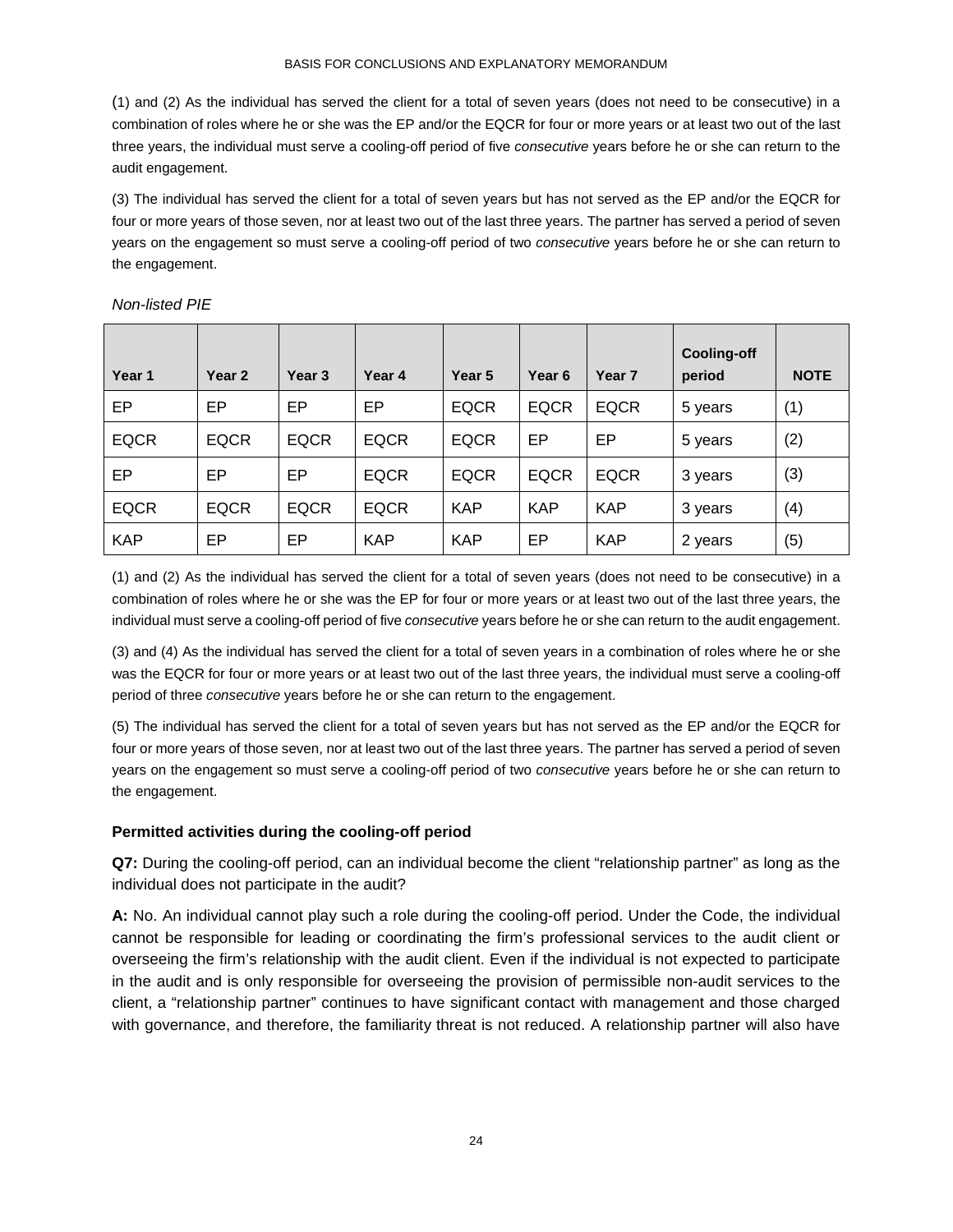(1) and (2) As the individual has served the client for a total of seven years (does not need to be consecutive) in a combination of roles where he or she was the EP and/or the EQCR for four or more years or at least two out of the last three years, the individual must serve a cooling-off period of five *consecutive* years before he or she can return to the audit engagement.

(3) The individual has served the client for a total of seven years but has not served as the EP and/or the EQCR for four or more years of those seven, nor at least two out of the last three years. The partner has served a period of seven years on the engagement so must serve a cooling-off period of two *consecutive* years before he or she can return to the engagement.

*Non-listed PIE*

| Year 1 | Year 2 | Year 3 | Year 4 | Year 5 | Year 6 | Year 7 | Cooling-off period | NOTE |
|---|---|---|---|---|---|---|---|---|
| EP | EP | EP | EP | EQCR | EQCR | EQCR | 5 years | (1) |
| EQCR | EQCR | EQCR | EQCR | EQCR | EP | EP | 5 years | (2) |
| EP | EP | EP | EQCR | EQCR | EQCR | EQCR | 3 years | (3) |
| EQCR | EQCR | EQCR | EQCR | KAP | KAP | KAP | 3 years | (4) |
| KAP | EP | EP | KAP | KAP | EP | KAP | 2 years | (5) |

(1) and (2) As the individual has served the client for a total of seven years (does not need to be consecutive) in a combination of roles where he or she was the EP for four or more years or at least two out of the last three years, the individual must serve a cooling-off period of five *consecutive* years before he or she can return to the audit engagement.

(3) and (4) As the individual has served the client for a total of seven years in a combination of roles where he or she was the EQCR for four or more years or at least two out of the last three years, the individual must serve a cooling-off period of three *consecutive* years before he or she can return to the engagement.

(5) The individual has served the client for a total of seven years but has not served as the EP and/or the EQCR for four or more years of those seven, nor at least two out of the last three years. The partner has served a period of seven years on the engagement so must serve a cooling-off period of two *consecutive* years before he or she can return to the engagement.

### Permitted activities during the cooling-off period

**Q7:** During the cooling-off period, can an individual become the client "relationship partner" as long as the individual does not participate in the audit?

**A:** No. An individual cannot play such a role during the cooling-off period. Under the Code, the individual cannot be responsible for leading or coordinating the firm's professional services to the audit client or overseeing the firm's relationship with the audit client. Even if the individual is not expected to participate in the audit and is only responsible for overseeing the provision of permissible non-audit services to the client, a "relationship partner" continues to have significant contact with management and those charged with governance, and therefore, the familiarity threat is not reduced. A relationship partner will also have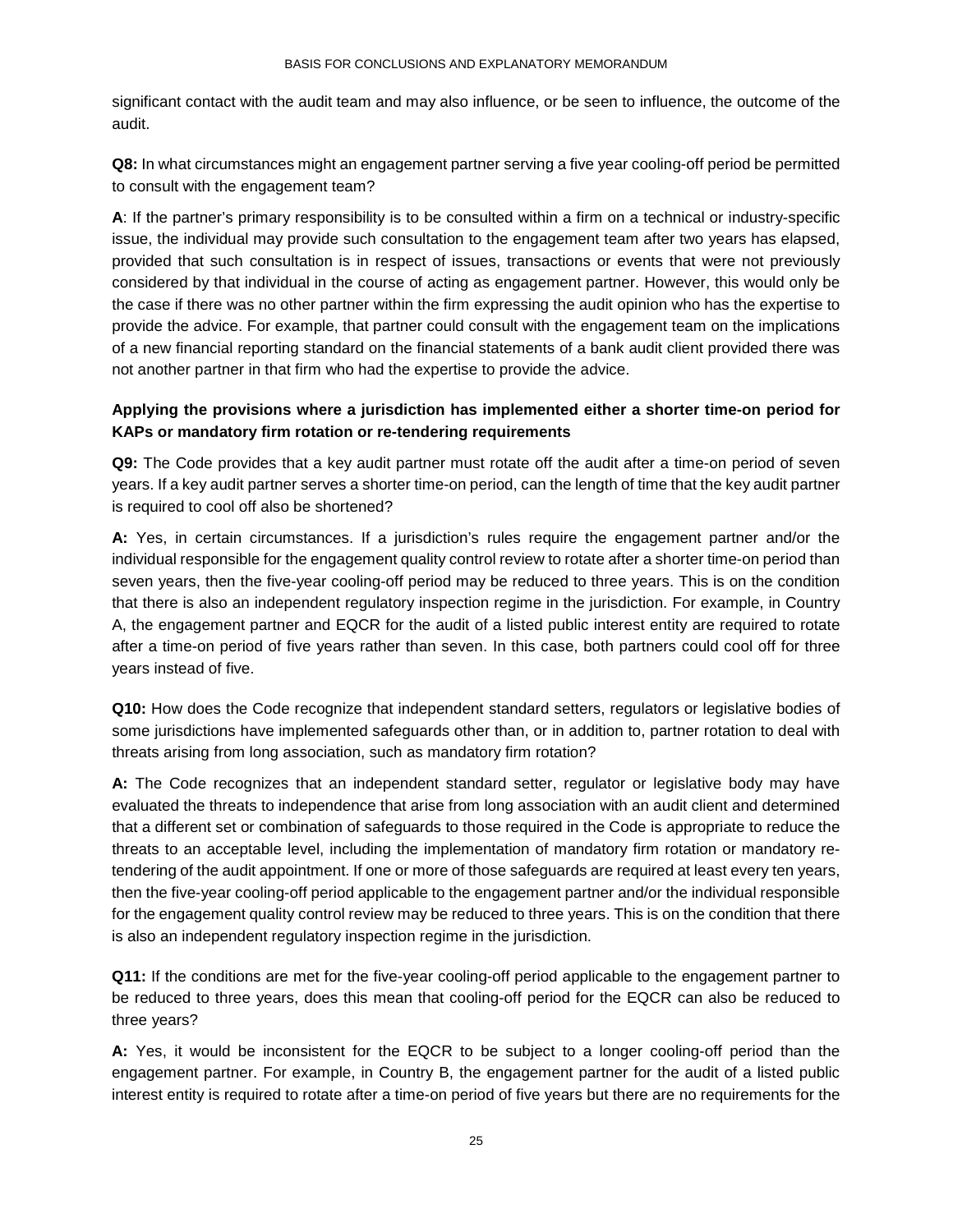significant contact with the audit team and may also influence, or be seen to influence, the outcome of the audit.

**Q8:** In what circumstances might an engagement partner serving a five year cooling-off period be permitted to consult with the engagement team?

**A**: If the partner's primary responsibility is to be consulted within a firm on a technical or industry-specific issue, the individual may provide such consultation to the engagement team after two years has elapsed, provided that such consultation is in respect of issues, transactions or events that were not previously considered by that individual in the course of acting as engagement partner. However, this would only be the case if there was no other partner within the firm expressing the audit opinion who has the expertise to provide the advice. For example, that partner could consult with the engagement team on the implications of a new financial reporting standard on the financial statements of a bank audit client provided there was not another partner in that firm who had the expertise to provide the advice.

**Applying the provisions where a jurisdiction has implemented either a shorter time-on period for KAPs or mandatory firm rotation or re-tendering requirements**

**Q9:** The Code provides that a key audit partner must rotate off the audit after a time-on period of seven years. If a key audit partner serves a shorter time-on period, can the length of time that the key audit partner is required to cool off also be shortened?

**A:** Yes, in certain circumstances. If a jurisdiction's rules require the engagement partner and/or the individual responsible for the engagement quality control review to rotate after a shorter time-on period than seven years, then the five-year cooling-off period may be reduced to three years. This is on the condition that there is also an independent regulatory inspection regime in the jurisdiction. For example, in Country A, the engagement partner and EQCR for the audit of a listed public interest entity are required to rotate after a time-on period of five years rather than seven. In this case, both partners could cool off for three years instead of five.

**Q10:** How does the Code recognize that independent standard setters, regulators or legislative bodies of some jurisdictions have implemented safeguards other than, or in addition to, partner rotation to deal with threats arising from long association, such as mandatory firm rotation?

**A:** The Code recognizes that an independent standard setter, regulator or legislative body may have evaluated the threats to independence that arise from long association with an audit client and determined that a different set or combination of safeguards to those required in the Code is appropriate to reduce the threats to an acceptable level, including the implementation of mandatory firm rotation or mandatory re-tendering of the audit appointment. If one or more of those safeguards are required at least every ten years, then the five-year cooling-off period applicable to the engagement partner and/or the individual responsible for the engagement quality control review may be reduced to three years. This is on the condition that there is also an independent regulatory inspection regime in the jurisdiction.

**Q11:** If the conditions are met for the five-year cooling-off period applicable to the engagement partner to be reduced to three years, does this mean that cooling-off period for the EQCR can also be reduced to three years?

**A:** Yes, it would be inconsistent for the EQCR to be subject to a longer cooling-off period than the engagement partner. For example, in Country B, the engagement partner for the audit of a listed public interest entity is required to rotate after a time-on period of five years but there are no requirements for the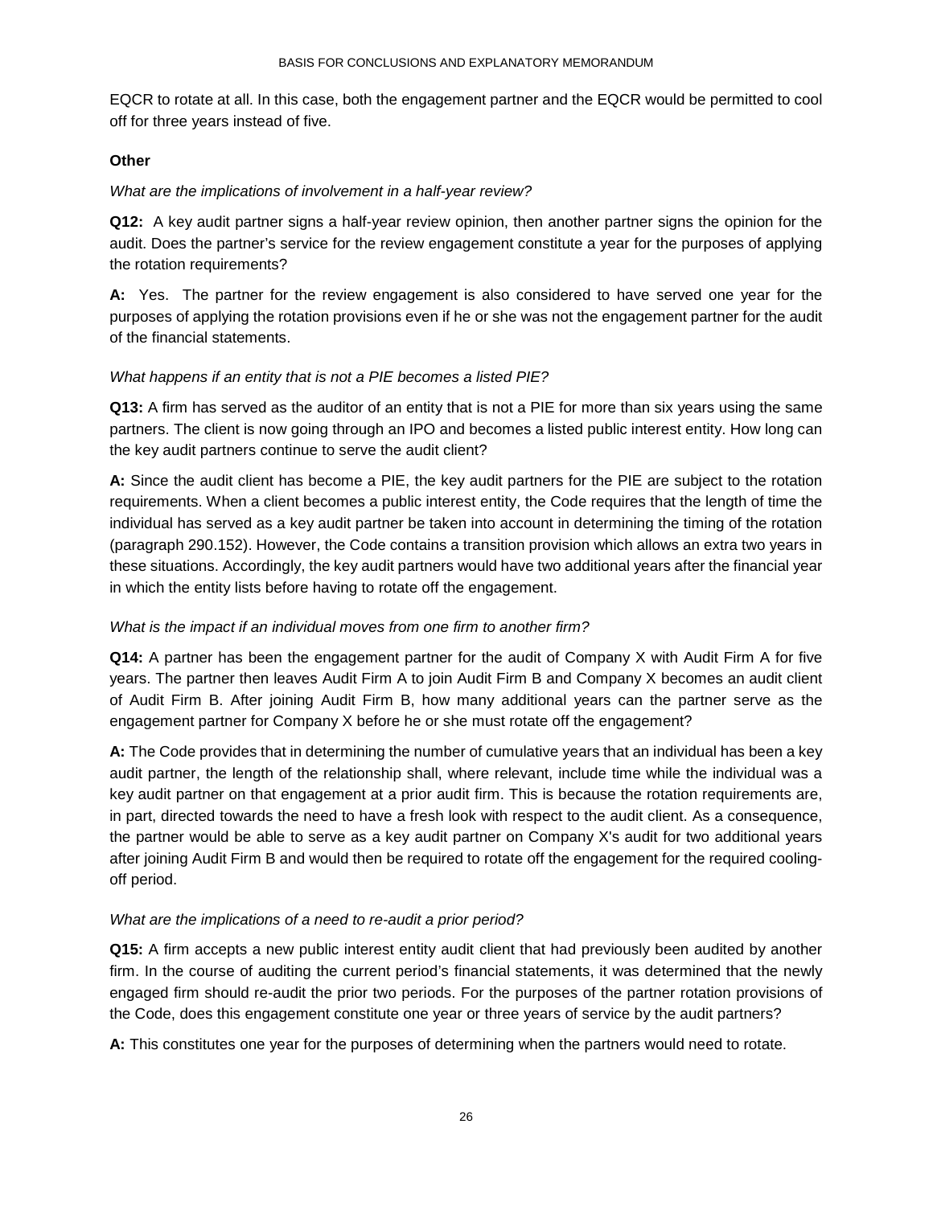EQCR to rotate at all. In this case, both the engagement partner and the EQCR would be permitted to cool off for three years instead of five.

**Other**

*What are the implications of involvement in a half-year review?*

**Q12:** A key audit partner signs a half-year review opinion, then another partner signs the opinion for the audit. Does the partner's service for the review engagement constitute a year for the purposes of applying the rotation requirements?

**A:** Yes. The partner for the review engagement is also considered to have served one year for the purposes of applying the rotation provisions even if he or she was not the engagement partner for the audit of the financial statements.

*What happens if an entity that is not a PIE becomes a listed PIE?*

**Q13:** A firm has served as the auditor of an entity that is not a PIE for more than six years using the same partners. The client is now going through an IPO and becomes a listed public interest entity. How long can the key audit partners continue to serve the audit client?

**A:** Since the audit client has become a PIE, the key audit partners for the PIE are subject to the rotation requirements. When a client becomes a public interest entity, the Code requires that the length of time the individual has served as a key audit partner be taken into account in determining the timing of the rotation (paragraph 290.152). However, the Code contains a transition provision which allows an extra two years in these situations. Accordingly, the key audit partners would have two additional years after the financial year in which the entity lists before having to rotate off the engagement.

*What is the impact if an individual moves from one firm to another firm?*

**Q14:** A partner has been the engagement partner for the audit of Company X with Audit Firm A for five years. The partner then leaves Audit Firm A to join Audit Firm B and Company X becomes an audit client of Audit Firm B. After joining Audit Firm B, how many additional years can the partner serve as the engagement partner for Company X before he or she must rotate off the engagement?

**A:** The Code provides that in determining the number of cumulative years that an individual has been a key audit partner, the length of the relationship shall, where relevant, include time while the individual was a key audit partner on that engagement at a prior audit firm. This is because the rotation requirements are, in part, directed towards the need to have a fresh look with respect to the audit client. As a consequence, the partner would be able to serve as a key audit partner on Company X's audit for two additional years after joining Audit Firm B and would then be required to rotate off the engagement for the required cooling-off period.

*What are the implications of a need to re-audit a prior period?*

**Q15:** A firm accepts a new public interest entity audit client that had previously been audited by another firm. In the course of auditing the current period's financial statements, it was determined that the newly engaged firm should re-audit the prior two periods. For the purposes of the partner rotation provisions of the Code, does this engagement constitute one year or three years of service by the audit partners?

**A:** This constitutes one year for the purposes of determining when the partners would need to rotate.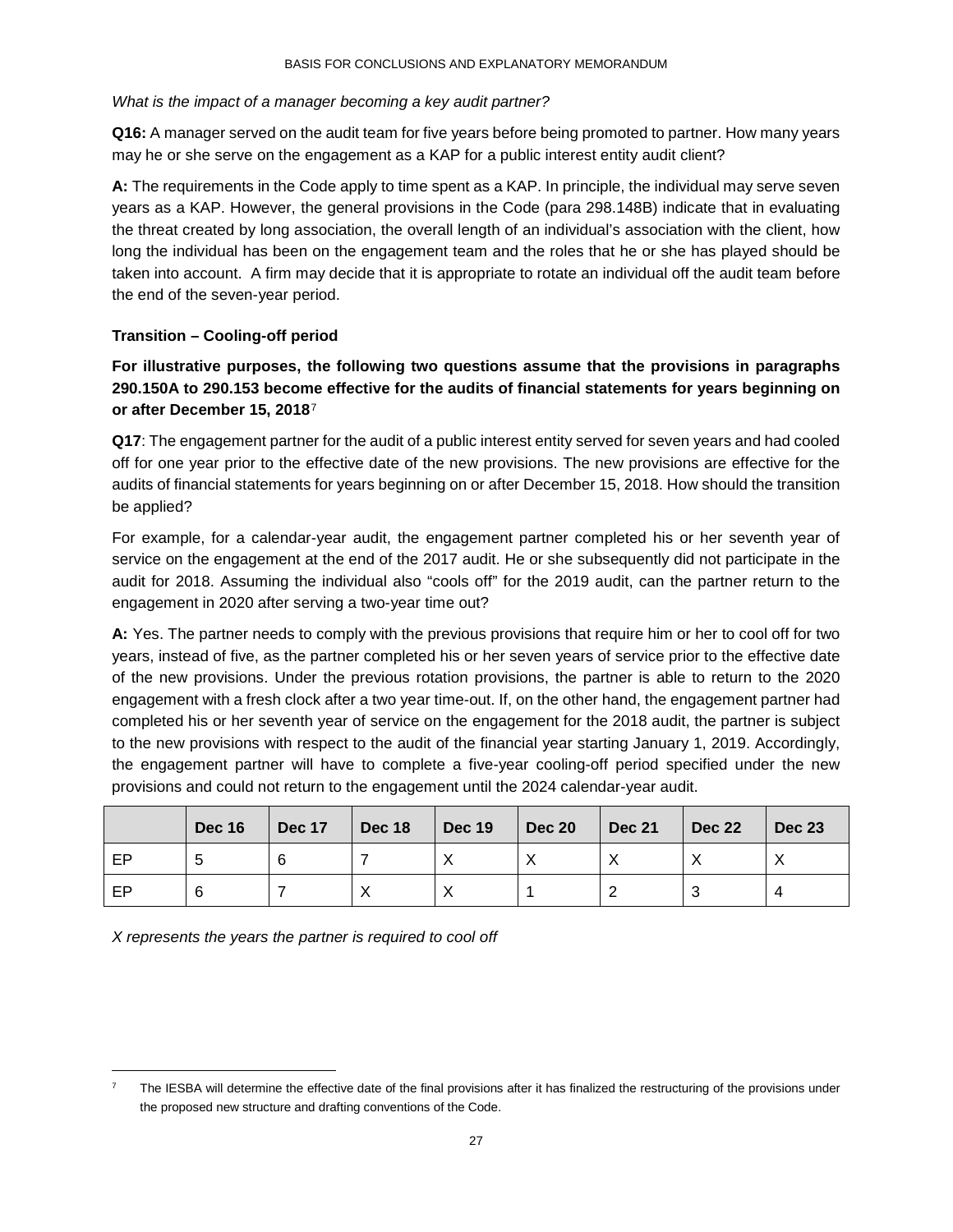*What is the impact of a manager becoming a key audit partner?*

**Q16:** A manager served on the audit team for five years before being promoted to partner. How many years may he or she serve on the engagement as a KAP for a public interest entity audit client?

**A:** The requirements in the Code apply to time spent as a KAP. In principle, the individual may serve seven years as a KAP. However, the general provisions in the Code (para 298.148B) indicate that in evaluating the threat created by long association, the overall length of an individual's association with the client, how long the individual has been on the engagement team and the roles that he or she has played should be taken into account. A firm may decide that it is appropriate to rotate an individual off the audit team before the end of the seven-year period.

### Transition – Cooling-off period

**For illustrative purposes, the following two questions assume that the provisions in paragraphs 290.150A to 290.153 become effective for the audits of financial statements for years beginning on or after December 15, 2018**[7]

**Q17**: The engagement partner for the audit of a public interest entity served for seven years and had cooled off for one year prior to the effective date of the new provisions. The new provisions are effective for the audits of financial statements for years beginning on or after December 15, 2018. How should the transition be applied?

For example, for a calendar-year audit, the engagement partner completed his or her seventh year of service on the engagement at the end of the 2017 audit. He or she subsequently did not participate in the audit for 2018. Assuming the individual also "cools off" for the 2019 audit, can the partner return to the engagement in 2020 after serving a two-year time out?

**A:** Yes. The partner needs to comply with the previous provisions that require him or her to cool off for two years, instead of five, as the partner completed his or her seven years of service prior to the effective date of the new provisions. Under the previous rotation provisions, the partner is able to return to the 2020 engagement with a fresh clock after a two year time-out. If, on the other hand, the engagement partner had completed his or her seventh year of service on the engagement for the 2018 audit, the partner is subject to the new provisions with respect to the audit of the financial year starting January 1, 2019. Accordingly, the engagement partner will have to complete a five-year cooling-off period specified under the new provisions and could not return to the engagement until the 2024 calendar-year audit.

| | Dec 16 | Dec 17 | Dec 18 | Dec 19 | Dec 20 | Dec 21 | Dec 22 | Dec 23 |
|---|---|---|---|---|---|---|---|---|
| EP | 5 | 6 | 7 | X | X | X | X | X |
| EP | 6 | 7 | X | X | 1 | 2 | 3 | 4 |

*X represents the years the partner is required to cool off*

---

[7] The IESBA will determine the effective date of the final provisions after it has finalized the restructuring of the provisions under the proposed new structure and drafting conventions of the Code.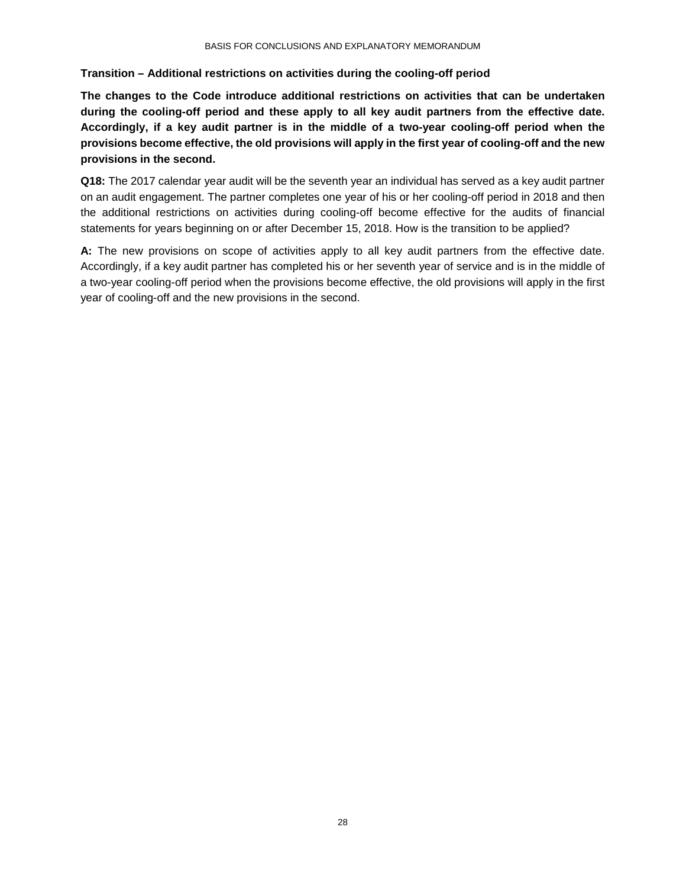**Transition – Additional restrictions on activities during the cooling-off period**

**The changes to the Code introduce additional restrictions on activities that can be undertaken during the cooling-off period and these apply to all key audit partners from the effective date. Accordingly, if a key audit partner is in the middle of a two-year cooling-off period when the provisions become effective, the old provisions will apply in the first year of cooling-off and the new provisions in the second.**

**Q18:** The 2017 calendar year audit will be the seventh year an individual has served as a key audit partner on an audit engagement. The partner completes one year of his or her cooling-off period in 2018 and then the additional restrictions on activities during cooling-off become effective for the audits of financial statements for years beginning on or after December 15, 2018. How is the transition to be applied?

**A:** The new provisions on scope of activities apply to all key audit partners from the effective date. Accordingly, if a key audit partner has completed his or her seventh year of service and is in the middle of a two-year cooling-off period when the provisions become effective, the old provisions will apply in the first year of cooling-off and the new provisions in the second.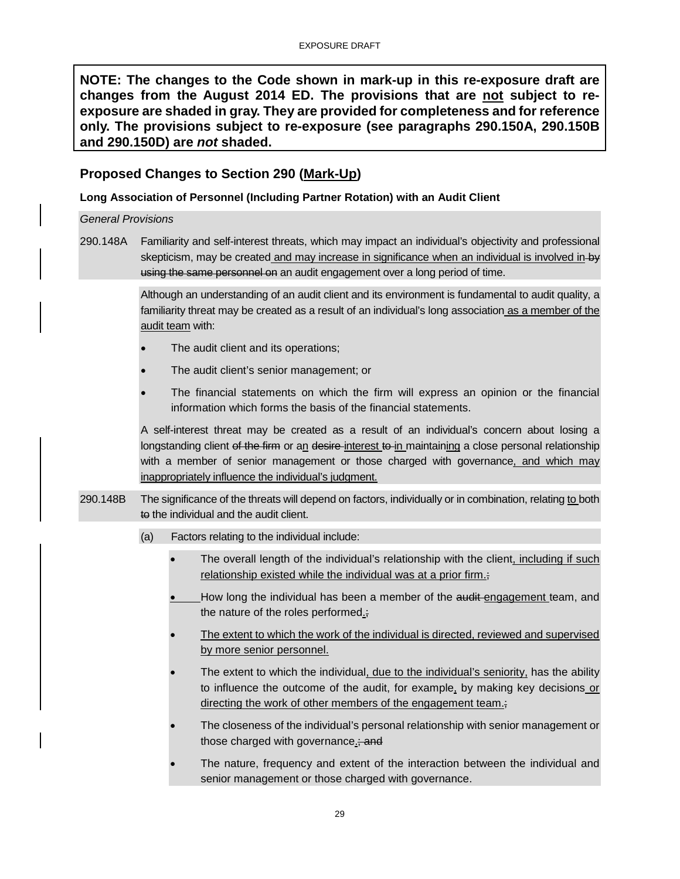**NOTE: The changes to the Code shown in mark-up in this re-exposure draft are changes from the August 2014 ED. The provisions that are not subject to re-exposure are shaded in gray. They are provided for completeness and for reference only. The provisions subject to re-exposure (see paragraphs 290.150A, 290.150B and 290.150D) are *not* shaded.**

## Proposed Changes to Section 290 (Mark-Up)

### Long Association of Personnel (Including Partner Rotation) with an Audit Client

*General Provisions*

290.148A Familiarity and self-interest threats, which may impact an individual's objectivity and professional skepticism, may be created and may increase in significance when an individual is involved in ~~by using the same personnel on~~ an audit engagement over a long period of time.

Although an understanding of an audit client and its environment is fundamental to audit quality, a familiarity threat may be created as a result of an individual's long association as a member of the audit team with:

- The audit client and its operations;
- The audit client's senior management; or
- The financial statements on which the firm will express an opinion or the financial information which forms the basis of the financial statements.

A self-interest threat may be created as a result of an individual's concern about losing a longstanding client ~~of the firm~~ or an ~~desire~~ interest ~~to~~ in maintaining a close personal relationship with a member of senior management or those charged with governance, and which may inappropriately influence the individual's judgment.

290.148B The significance of the threats will depend on factors, individually or in combination, relating to both ~~to~~ the individual and the audit client.

(a) Factors relating to the individual include:

- The overall length of the individual's relationship with the client, including if such relationship existed while the individual was at a prior firm.~~;~~
- How long the individual has been a member of the ~~audit~~ engagement team, and the nature of the roles performed.~~;~~
- The extent to which the work of the individual is directed, reviewed and supervised by more senior personnel.
- The extent to which the individual, due to the individual's seniority, has the ability to influence the outcome of the audit, for example, by making key decisions or directing the work of other members of the engagement team.~~;~~
- The closeness of the individual's personal relationship with senior management or those charged with governance.~~; and~~
- The nature, frequency and extent of the interaction between the individual and senior management or those charged with governance.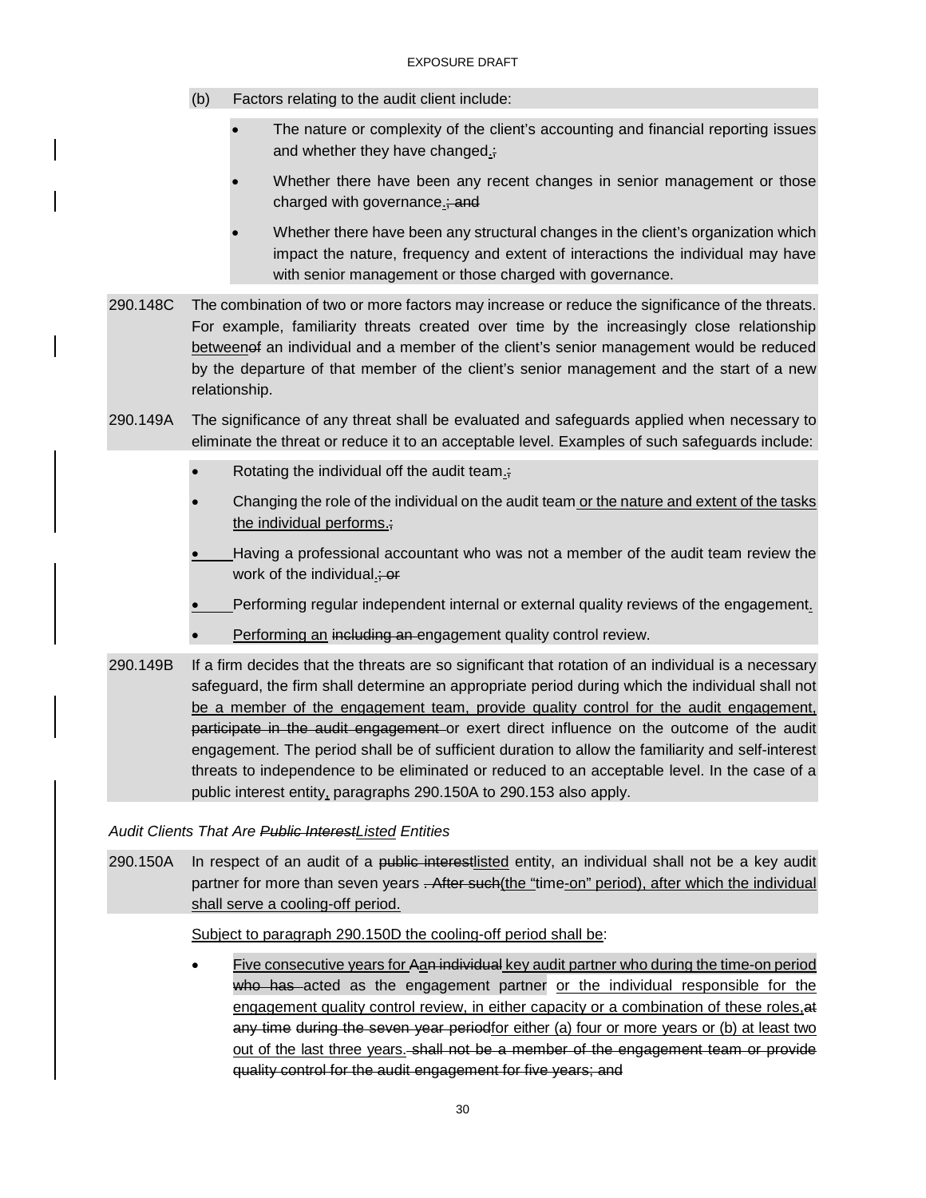(b) Factors relating to the audit client include:

- The nature or complexity of the client's accounting and financial reporting issues and whether they have changed.~~;~~
- Whether there have been any recent changes in senior management or those charged with governance.~~; and~~
- Whether there have been any structural changes in the client's organization which impact the nature, frequency and extent of interactions the individual may have with senior management or those charged with governance.

290.148C The combination of two or more factors may increase or reduce the significance of the threats. For example, familiarity threats created over time by the increasingly close relationship between~~of~~ an individual and a member of the client's senior management would be reduced by the departure of that member of the client's senior management and the start of a new relationship.

290.149A The significance of any threat shall be evaluated and safeguards applied when necessary to eliminate the threat or reduce it to an acceptable level. Examples of such safeguards include:

- Rotating the individual off the audit team.~~;~~
- Changing the role of the individual on the audit team or the nature and extent of the tasks the individual performs.~~;~~
- Having a professional accountant who was not a member of the audit team review the work of the individual.~~; or~~
- Performing regular independent internal or external quality reviews of the engagement.
- Performing an ~~including an~~ engagement quality control review.

290.149B If a firm decides that the threats are so significant that rotation of an individual is a necessary safeguard, the firm shall determine an appropriate period during which the individual shall not be a member of the engagement team, provide quality control for the audit engagement, ~~participate in the audit engagement~~ or exert direct influence on the outcome of the audit engagement. The period shall be of sufficient duration to allow the familiarity and self-interest threats to independence to be eliminated or reduced to an acceptable level. In the case of a public interest entity, paragraphs 290.150A to 290.153 also apply.

*Audit Clients That Are ~~Public Interest~~Listed Entities*

290.150A In respect of an audit of a ~~public interest~~listed entity, an individual shall not be a key audit partner for more than seven years ~~. After such~~(the "time-on" period), after which the individual shall serve a cooling-off period.

Subject to paragraph 290.150D the cooling-off period shall be:

- Five consecutive years for A~~an individual~~ key audit partner who during the time-on period ~~who has~~ acted as the engagement partner or the individual responsible for the engagement quality control review, in either capacity or a combination of these roles,~~at any time~~ ~~during the seven year period~~for either (a) four or more years or (b) at least two out of the last three years. ~~shall not be a member of the engagement team or provide quality control for the audit engagement for five years; and~~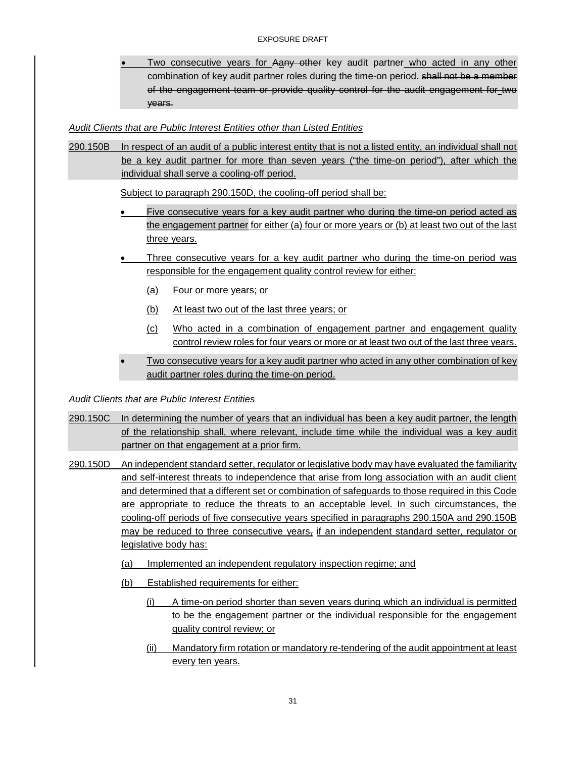- Two consecutive years for Aany other key audit partner who acted in any other combination of key audit partner roles during the time-on period. shall not be a member of the engagement team or provide quality control for the audit engagement for two years.

*Audit Clients that are Public Interest Entities other than Listed Entities*

290.150B In respect of an audit of a public interest entity that is not a listed entity, an individual shall not be a key audit partner for more than seven years ("the time-on period"), after which the individual shall serve a cooling-off period.

Subject to paragraph 290.150D, the cooling-off period shall be:

- Five consecutive years for a key audit partner who during the time-on period acted as the engagement partner for either (a) four or more years or (b) at least two out of the last three years.
- Three consecutive years for a key audit partner who during the time-on period was responsible for the engagement quality control review for either:
  - (a) Four or more years; or
  - (b) At least two out of the last three years; or
  - (c) Who acted in a combination of engagement partner and engagement quality control review roles for four years or more or at least two out of the last three years.
- Two consecutive years for a key audit partner who acted in any other combination of key audit partner roles during the time-on period.

*Audit Clients that are Public Interest Entities*

290.150C In determining the number of years that an individual has been a key audit partner, the length of the relationship shall, where relevant, include time while the individual was a key audit partner on that engagement at a prior firm.

290.150D An independent standard setter, regulator or legislative body may have evaluated the familiarity and self-interest threats to independence that arise from long association with an audit client and determined that a different set or combination of safeguards to those required in this Code are appropriate to reduce the threats to an acceptable level. In such circumstances, the cooling-off periods of five consecutive years specified in paragraphs 290.150A and 290.150B may be reduced to three consecutive years. if an independent standard setter, regulator or legislative body has:

(a) Implemented an independent regulatory inspection regime; and

(b) Established requirements for either:

- (i) A time-on period shorter than seven years during which an individual is permitted to be the engagement partner or the individual responsible for the engagement quality control review; or
- (ii) Mandatory firm rotation or mandatory re-tendering of the audit appointment at least every ten years.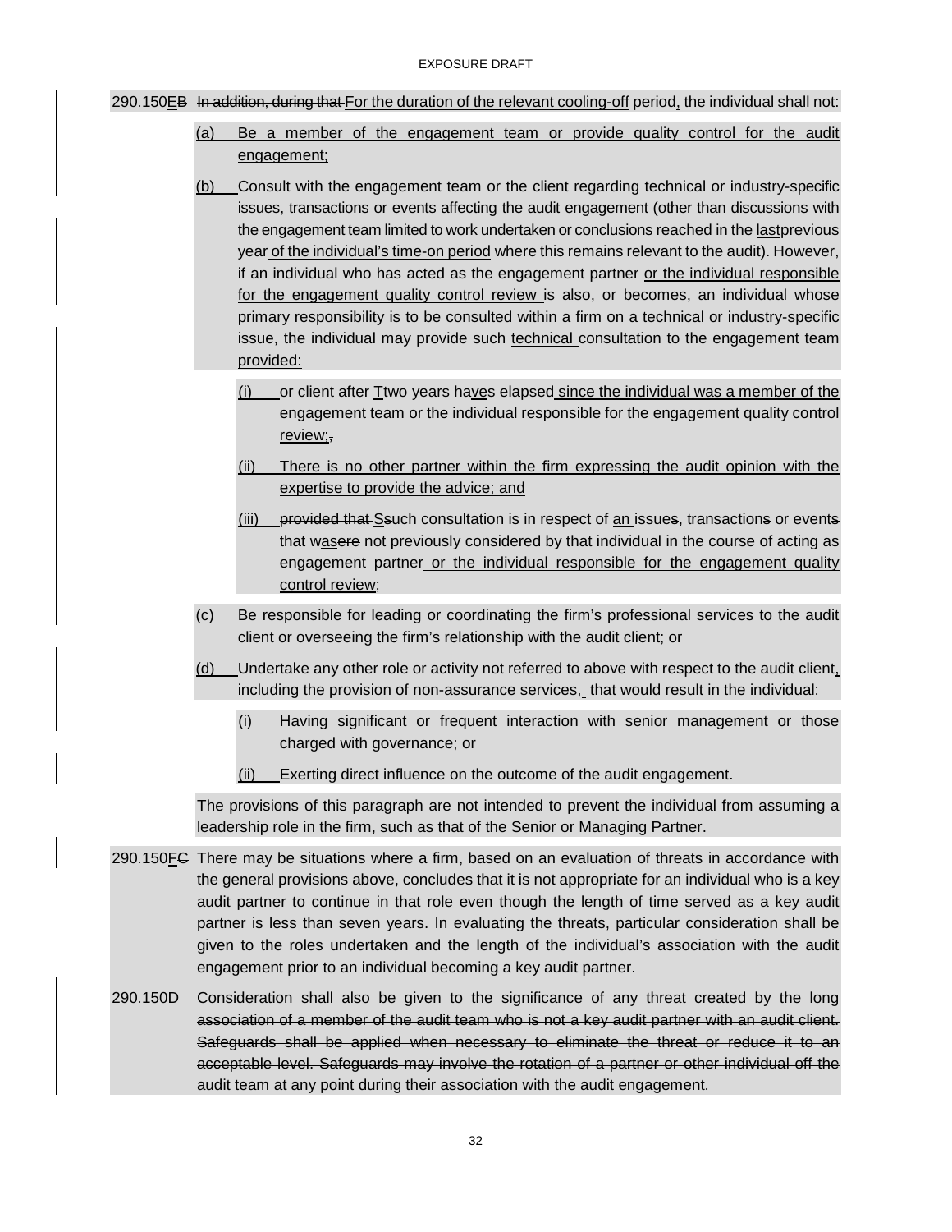290.150EB In addition, during that For the duration of the relevant cooling-off period, the individual shall not:

(a) Be a member of the engagement team or provide quality control for the audit engagement;

(b) Consult with the engagement team or the client regarding technical or industry-specific issues, transactions or events affecting the audit engagement (other than discussions with the engagement team limited to work undertaken or conclusions reached in the lastprevious year of the individual's time-on period where this remains relevant to the audit). However, if an individual who has acted as the engagement partner or the individual responsible for the engagement quality control review is also, or becomes, an individual whose primary responsibility is to be consulted within a firm on a technical or industry-specific issue, the individual may provide such technical consultation to the engagement team provided:

   (i) or client after Ttwo years haves elapsed since the individual was a member of the engagement team or the individual responsible for the engagement quality control review;,

   (ii) There is no other partner within the firm expressing the audit opinion with the expertise to provide the advice; and

   (iii) provided that Ssuch consultation is in respect of an issues, transactions or events that wasere not previously considered by that individual in the course of acting as engagement partner or the individual responsible for the engagement quality control review;

(c) Be responsible for leading or coordinating the firm's professional services to the audit client or overseeing the firm's relationship with the audit client; or

(d) Undertake any other role or activity not referred to above with respect to the audit client, including the provision of non-assurance services, -that would result in the individual:

   (i) Having significant or frequent interaction with senior management or those charged with governance; or

   (ii) Exerting direct influence on the outcome of the audit engagement.

The provisions of this paragraph are not intended to prevent the individual from assuming a leadership role in the firm, such as that of the Senior or Managing Partner.

290.150FC There may be situations where a firm, based on an evaluation of threats in accordance with the general provisions above, concludes that it is not appropriate for an individual who is a key audit partner to continue in that role even though the length of time served as a key audit partner is less than seven years. In evaluating the threats, particular consideration shall be given to the roles undertaken and the length of the individual's association with the audit engagement prior to an individual becoming a key audit partner.

~~290.150D Consideration shall also be given to the significance of any threat created by the long association of a member of the audit team who is not a key audit partner with an audit client. Safeguards shall be applied when necessary to eliminate the threat or reduce it to an acceptable level. Safeguards may involve the rotation of a partner or other individual off the audit team at any point during their association with the audit engagement.~~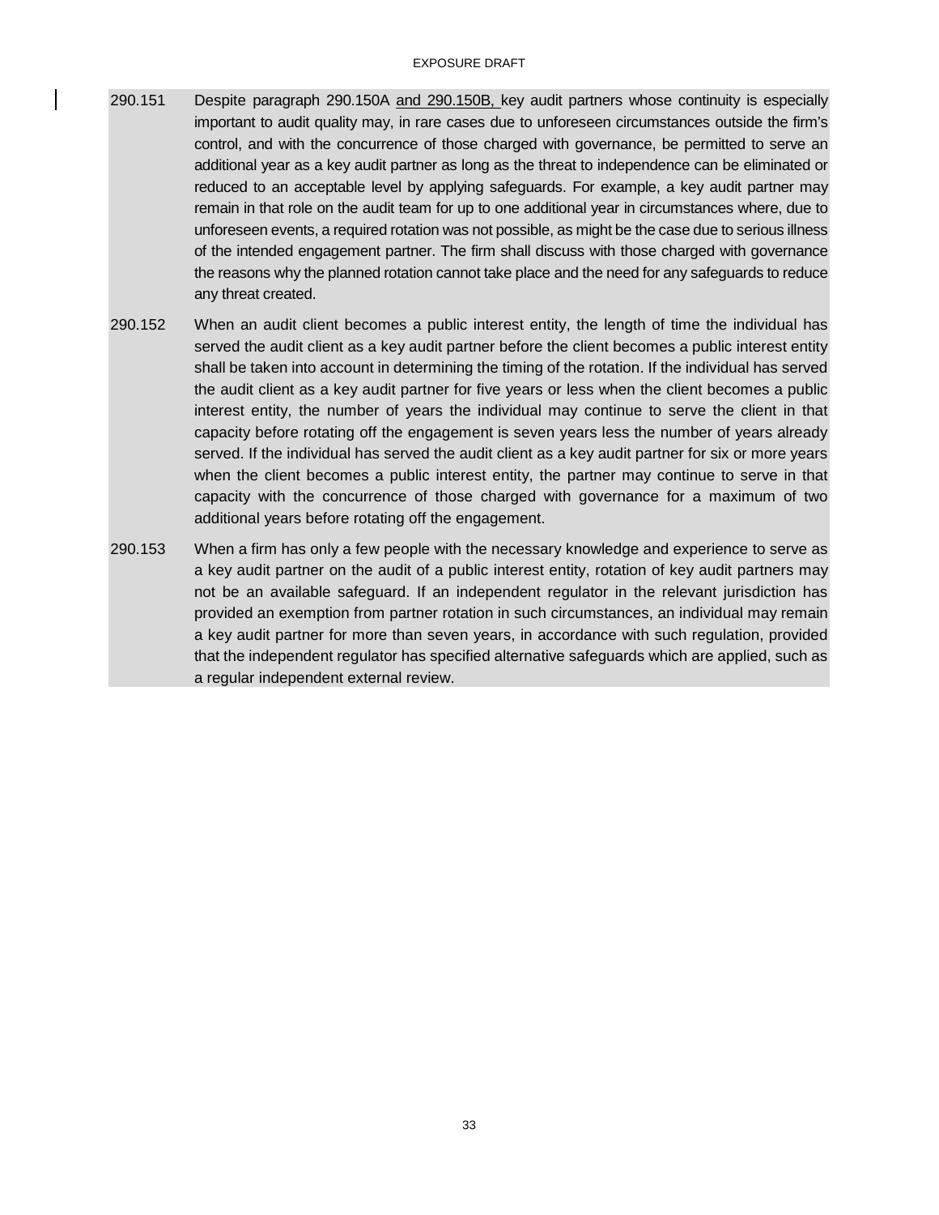290.151 Despite paragraph 290.150A and 290.150B, key audit partners whose continuity is especially important to audit quality may, in rare cases due to unforeseen circumstances outside the firm's control, and with the concurrence of those charged with governance, be permitted to serve an additional year as a key audit partner as long as the threat to independence can be eliminated or reduced to an acceptable level by applying safeguards. For example, a key audit partner may remain in that role on the audit team for up to one additional year in circumstances where, due to unforeseen events, a required rotation was not possible, as might be the case due to serious illness of the intended engagement partner. The firm shall discuss with those charged with governance the reasons why the planned rotation cannot take place and the need for any safeguards to reduce any threat created.

290.152 When an audit client becomes a public interest entity, the length of time the individual has served the audit client as a key audit partner before the client becomes a public interest entity shall be taken into account in determining the timing of the rotation. If the individual has served the audit client as a key audit partner for five years or less when the client becomes a public interest entity, the number of years the individual may continue to serve the client in that capacity before rotating off the engagement is seven years less the number of years already served. If the individual has served the audit client as a key audit partner for six or more years when the client becomes a public interest entity, the partner may continue to serve in that capacity with the concurrence of those charged with governance for a maximum of two additional years before rotating off the engagement.

290.153 When a firm has only a few people with the necessary knowledge and experience to serve as a key audit partner on the audit of a public interest entity, rotation of key audit partners may not be an available safeguard. If an independent regulator in the relevant jurisdiction has provided an exemption from partner rotation in such circumstances, an individual may remain a key audit partner for more than seven years, in accordance with such regulation, provided that the independent regulator has specified alternative safeguards which are applied, such as a regular independent external review.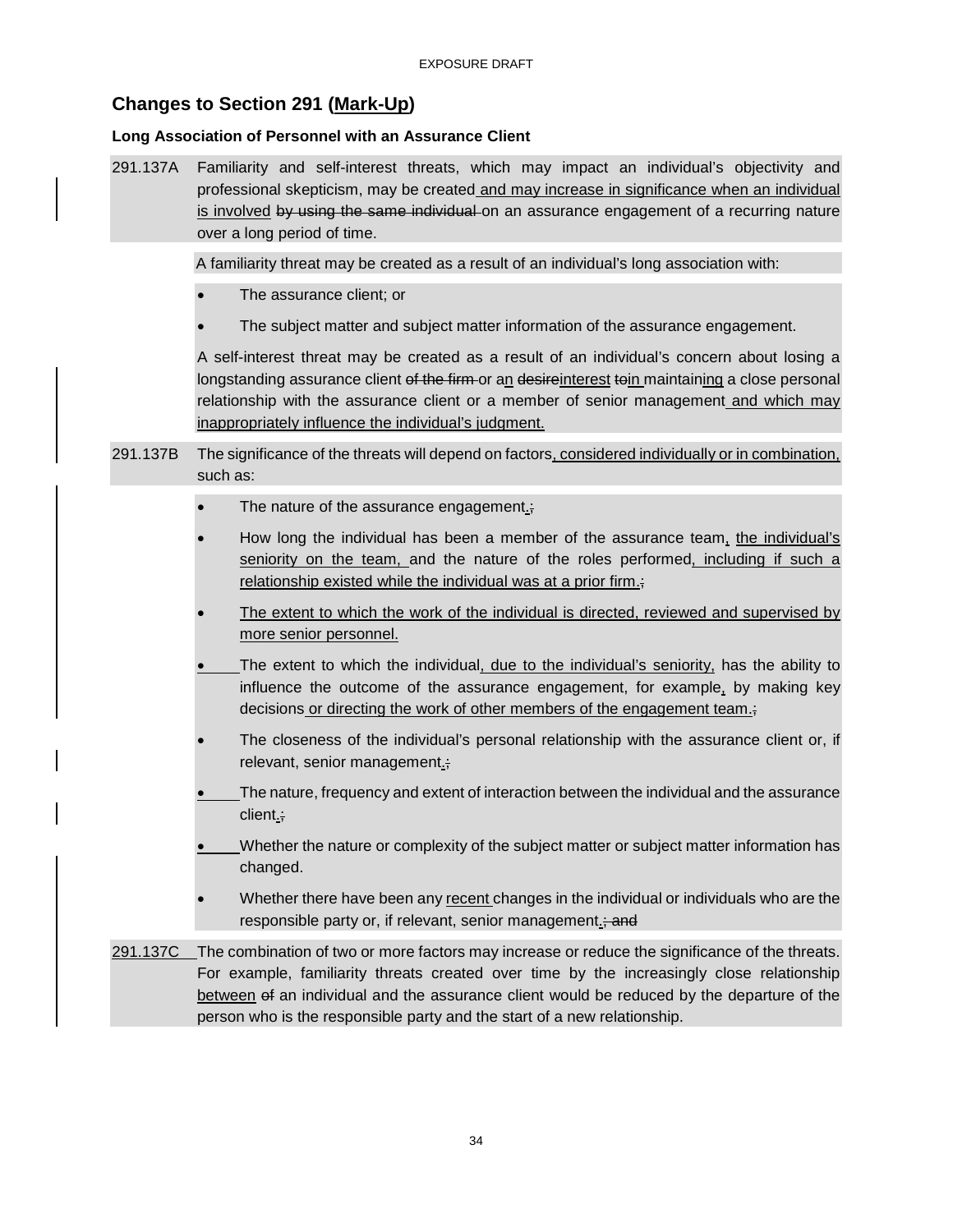## Changes to Section 291 (Mark-Up)

**Long Association of Personnel with an Assurance Client**

291.137A Familiarity and self-interest threats, which may impact an individual's objectivity and professional skepticism, may be created and may increase in significance when an individual is involved ~~by using the same individual~~ on an assurance engagement of a recurring nature over a long period of time.

A familiarity threat may be created as a result of an individual's long association with:

- The assurance client; or
- The subject matter and subject matter information of the assurance engagement.

A self-interest threat may be created as a result of an individual's concern about losing a longstanding assurance client ~~of the firm~~ or an ~~desire~~interest ~~to~~in maintaining a close personal relationship with the assurance client or a member of senior management and which may inappropriately influence the individual's judgment.

291.137B The significance of the threats will depend on factors, considered individually or in combination, such as:

- The nature of the assurance engagement.~~;~~
- How long the individual has been a member of the assurance team, the individual's seniority on the team, and the nature of the roles performed, including if such a relationship existed while the individual was at a prior firm.~~;~~
- The extent to which the work of the individual is directed, reviewed and supervised by more senior personnel.
- The extent to which the individual, due to the individual's seniority, has the ability to influence the outcome of the assurance engagement, for example, by making key decisions or directing the work of other members of the engagement team.~~;~~
- The closeness of the individual's personal relationship with the assurance client or, if relevant, senior management.~~;~~
- The nature, frequency and extent of interaction between the individual and the assurance client.~~;~~
- Whether the nature or complexity of the subject matter or subject matter information has changed.
- Whether there have been any recent changes in the individual or individuals who are the responsible party or, if relevant, senior management.~~; and~~

291.137C The combination of two or more factors may increase or reduce the significance of the threats. For example, familiarity threats created over time by the increasingly close relationship between ~~of~~ an individual and the assurance client would be reduced by the departure of the person who is the responsible party and the start of a new relationship.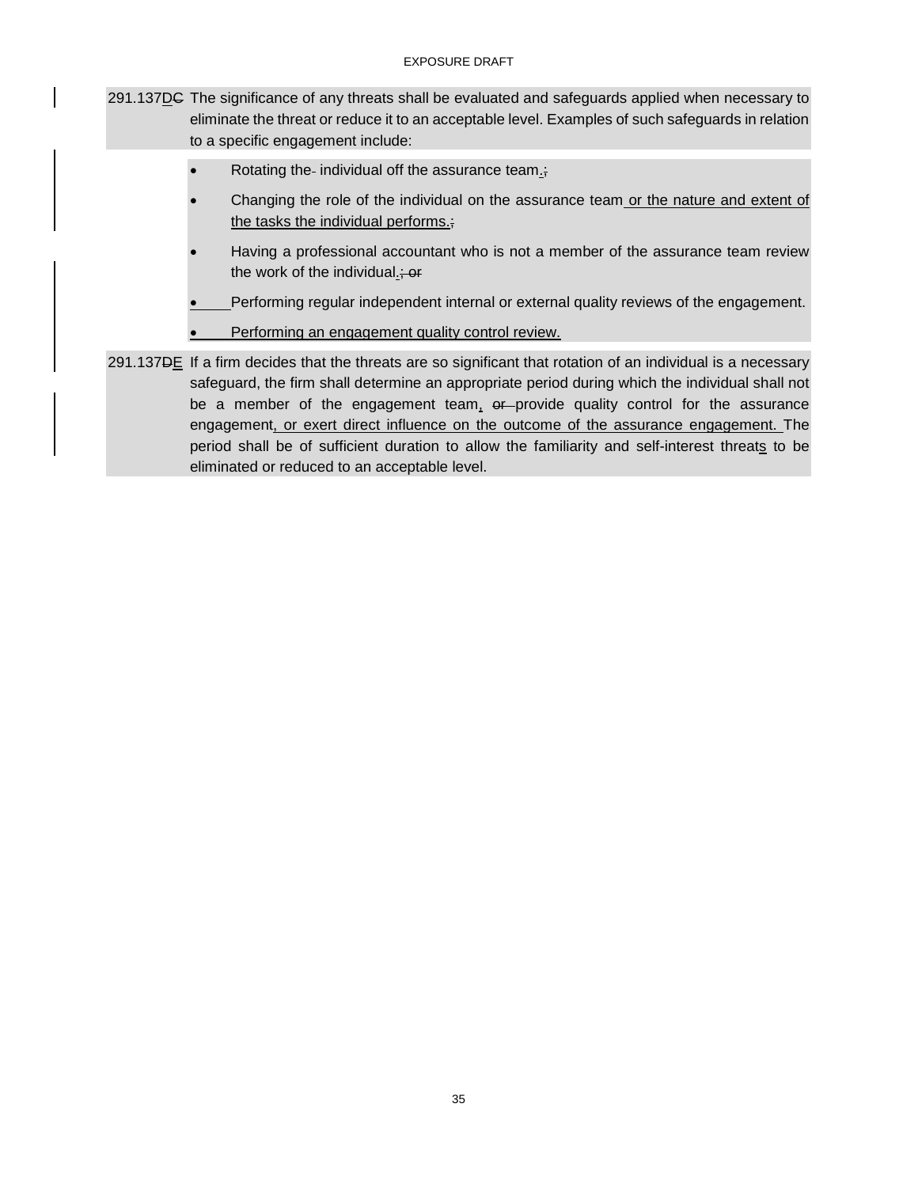291.137DC The significance of any threats shall be evaluated and safeguards applied when necessary to eliminate the threat or reduce it to an acceptable level. Examples of such safeguards in relation to a specific engagement include:

- Rotating the individual off the assurance team.;
- Changing the role of the individual on the assurance team or the nature and extent of the tasks the individual performs.;
- Having a professional accountant who is not a member of the assurance team review the work of the individual.; or
- Performing regular independent internal or external quality reviews of the engagement.
- Performing an engagement quality control review.

291.137DE If a firm decides that the threats are so significant that rotation of an individual is a necessary safeguard, the firm shall determine an appropriate period during which the individual shall not be a member of the engagement team, or provide quality control for the assurance engagement, or exert direct influence on the outcome of the assurance engagement. The period shall be of sufficient duration to allow the familiarity and self-interest threats to be eliminated or reduced to an acceptable level.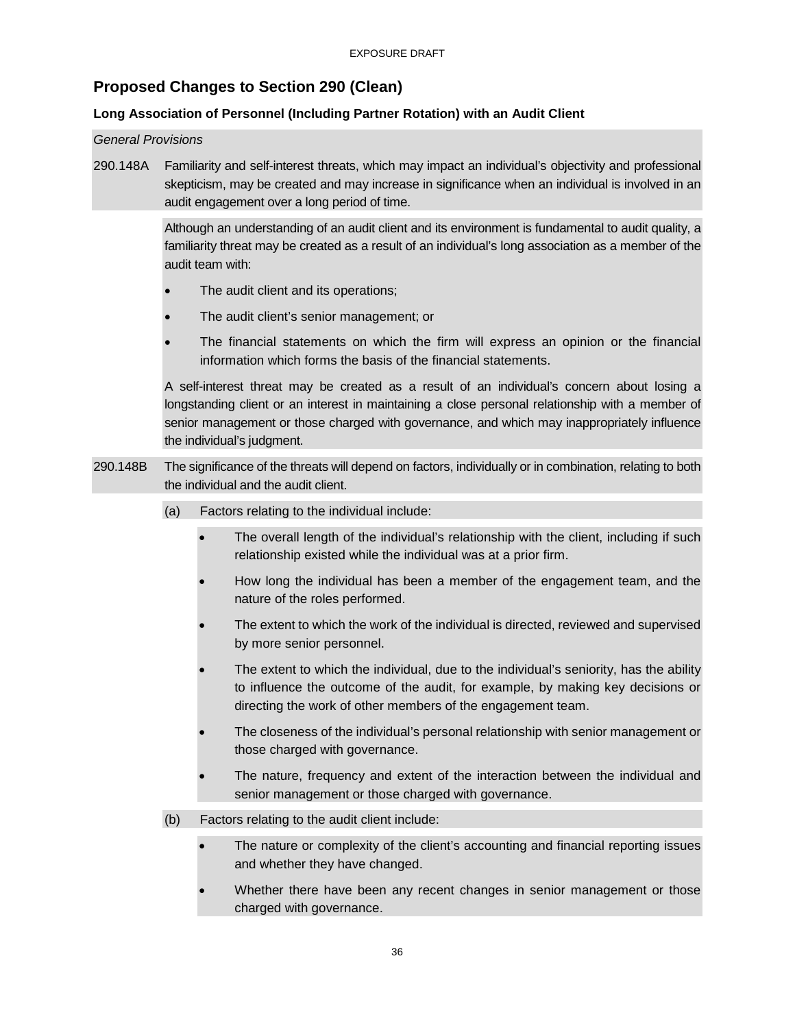## Proposed Changes to Section 290 (Clean)

### Long Association of Personnel (Including Partner Rotation) with an Audit Client

*General Provisions*

290.148A Familiarity and self-interest threats, which may impact an individual's objectivity and professional skepticism, may be created and may increase in significance when an individual is involved in an audit engagement over a long period of time.

Although an understanding of an audit client and its environment is fundamental to audit quality, a familiarity threat may be created as a result of an individual's long association as a member of the audit team with:

- The audit client and its operations;
- The audit client's senior management; or
- The financial statements on which the firm will express an opinion or the financial information which forms the basis of the financial statements.

A self-interest threat may be created as a result of an individual's concern about losing a longstanding client or an interest in maintaining a close personal relationship with a member of senior management or those charged with governance, and which may inappropriately influence the individual's judgment.

290.148B The significance of the threats will depend on factors, individually or in combination, relating to both the individual and the audit client.

(a) Factors relating to the individual include:

- The overall length of the individual's relationship with the client, including if such relationship existed while the individual was at a prior firm.
- How long the individual has been a member of the engagement team, and the nature of the roles performed.
- The extent to which the work of the individual is directed, reviewed and supervised by more senior personnel.
- The extent to which the individual, due to the individual's seniority, has the ability to influence the outcome of the audit, for example, by making key decisions or directing the work of other members of the engagement team.
- The closeness of the individual's personal relationship with senior management or those charged with governance.
- The nature, frequency and extent of the interaction between the individual and senior management or those charged with governance.

(b) Factors relating to the audit client include:

- The nature or complexity of the client's accounting and financial reporting issues and whether they have changed.
- Whether there have been any recent changes in senior management or those charged with governance.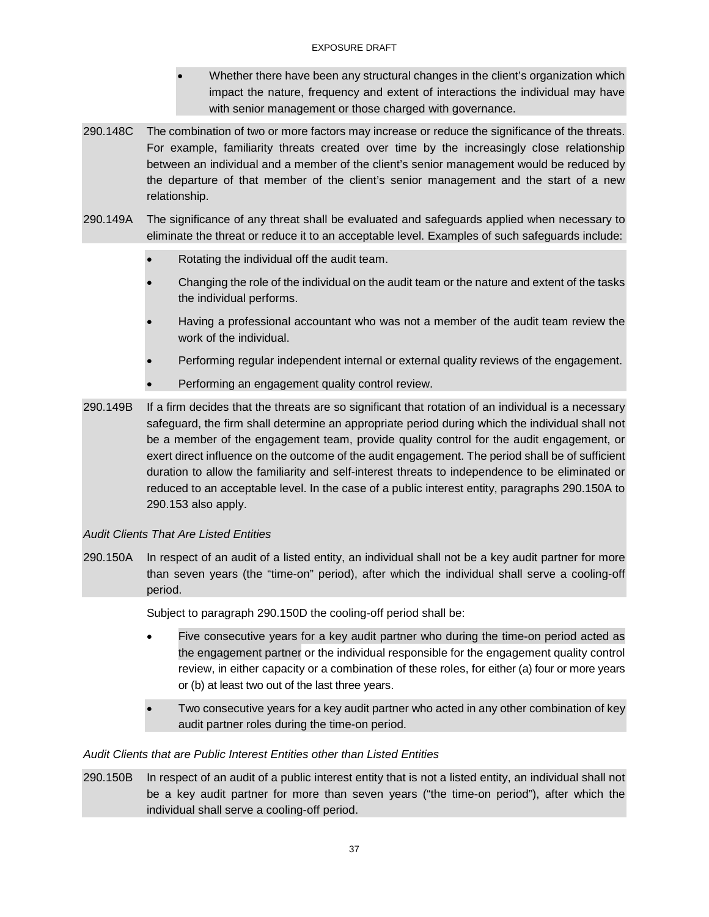- Whether there have been any structural changes in the client's organization which impact the nature, frequency and extent of interactions the individual may have with senior management or those charged with governance.

290.148C The combination of two or more factors may increase or reduce the significance of the threats. For example, familiarity threats created over time by the increasingly close relationship between an individual and a member of the client's senior management would be reduced by the departure of that member of the client's senior management and the start of a new relationship.

290.149A The significance of any threat shall be evaluated and safeguards applied when necessary to eliminate the threat or reduce it to an acceptable level. Examples of such safeguards include:

- Rotating the individual off the audit team.
- Changing the role of the individual on the audit team or the nature and extent of the tasks the individual performs.
- Having a professional accountant who was not a member of the audit team review the work of the individual.
- Performing regular independent internal or external quality reviews of the engagement.
- Performing an engagement quality control review.

290.149B If a firm decides that the threats are so significant that rotation of an individual is a necessary safeguard, the firm shall determine an appropriate period during which the individual shall not be a member of the engagement team, provide quality control for the audit engagement, or exert direct influence on the outcome of the audit engagement. The period shall be of sufficient duration to allow the familiarity and self-interest threats to independence to be eliminated or reduced to an acceptable level. In the case of a public interest entity, paragraphs 290.150A to 290.153 also apply.

*Audit Clients That Are Listed Entities*

290.150A In respect of an audit of a listed entity, an individual shall not be a key audit partner for more than seven years (the "time-on" period), after which the individual shall serve a cooling-off period.

Subject to paragraph 290.150D the cooling-off period shall be:

- Five consecutive years for a key audit partner who during the time-on period acted as the engagement partner or the individual responsible for the engagement quality control review, in either capacity or a combination of these roles, for either (a) four or more years or (b) at least two out of the last three years.
- Two consecutive years for a key audit partner who acted in any other combination of key audit partner roles during the time-on period.

*Audit Clients that are Public Interest Entities other than Listed Entities*

290.150B In respect of an audit of a public interest entity that is not a listed entity, an individual shall not be a key audit partner for more than seven years ("the time-on period"), after which the individual shall serve a cooling-off period.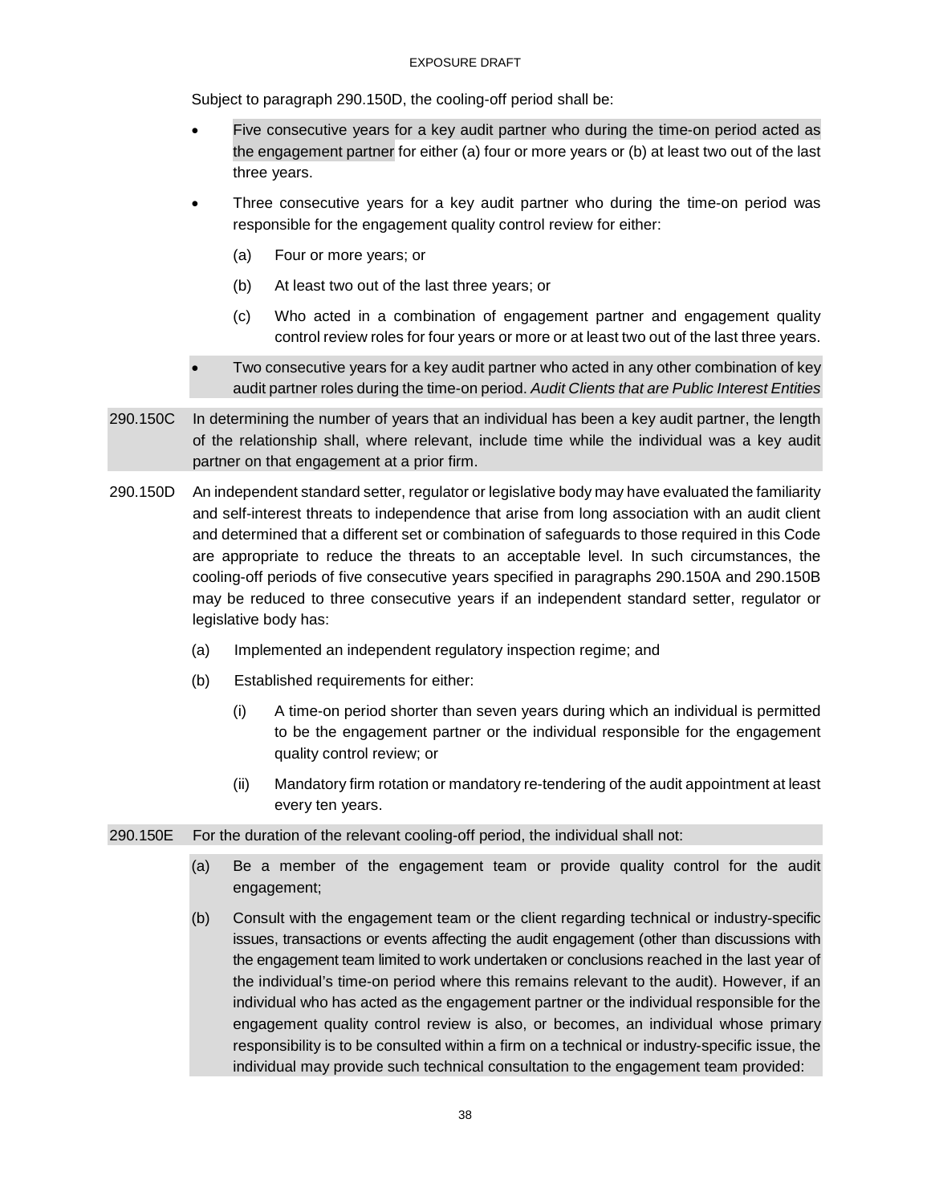Subject to paragraph 290.150D, the cooling-off period shall be:

- Five consecutive years for a key audit partner who during the time-on period acted as the engagement partner for either (a) four or more years or (b) at least two out of the last three years.
- Three consecutive years for a key audit partner who during the time-on period was responsible for the engagement quality control review for either:
  - (a) Four or more years; or
  - (b) At least two out of the last three years; or
  - (c) Who acted in a combination of engagement partner and engagement quality control review roles for four years or more or at least two out of the last three years.
- Two consecutive years for a key audit partner who acted in any other combination of key audit partner roles during the time-on period. *Audit Clients that are Public Interest Entities*

290.150C In determining the number of years that an individual has been a key audit partner, the length of the relationship shall, where relevant, include time while the individual was a key audit partner on that engagement at a prior firm.

290.150D An independent standard setter, regulator or legislative body may have evaluated the familiarity and self-interest threats to independence that arise from long association with an audit client and determined that a different set or combination of safeguards to those required in this Code are appropriate to reduce the threats to an acceptable level. In such circumstances, the cooling-off periods of five consecutive years specified in paragraphs 290.150A and 290.150B may be reduced to three consecutive years if an independent standard setter, regulator or legislative body has:

(a) Implemented an independent regulatory inspection regime; and

(b) Established requirements for either:

  (i) A time-on period shorter than seven years during which an individual is permitted to be the engagement partner or the individual responsible for the engagement quality control review; or

  (ii) Mandatory firm rotation or mandatory re-tendering of the audit appointment at least every ten years.

290.150E For the duration of the relevant cooling-off period, the individual shall not:

(a) Be a member of the engagement team or provide quality control for the audit engagement;

(b) Consult with the engagement team or the client regarding technical or industry-specific issues, transactions or events affecting the audit engagement (other than discussions with the engagement team limited to work undertaken or conclusions reached in the last year of the individual's time-on period where this remains relevant to the audit). However, if an individual who has acted as the engagement partner or the individual responsible for the engagement quality control review is also, or becomes, an individual whose primary responsibility is to be consulted within a firm on a technical or industry-specific issue, the individual may provide such technical consultation to the engagement team provided: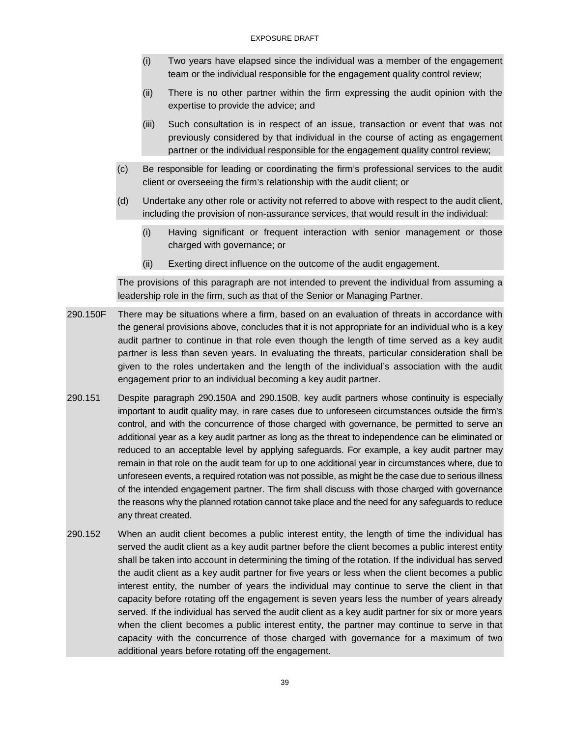(i) Two years have elapsed since the individual was a member of the engagement team or the individual responsible for the engagement quality control review;

(ii) There is no other partner within the firm expressing the audit opinion with the expertise to provide the advice; and

(iii) Such consultation is in respect of an issue, transaction or event that was not previously considered by that individual in the course of acting as engagement partner or the individual responsible for the engagement quality control review;

(c) Be responsible for leading or coordinating the firm's professional services to the audit client or overseeing the firm's relationship with the audit client; or

(d) Undertake any other role or activity not referred to above with respect to the audit client, including the provision of non-assurance services, that would result in the individual:

(i) Having significant or frequent interaction with senior management or those charged with governance; or

(ii) Exerting direct influence on the outcome of the audit engagement.

The provisions of this paragraph are not intended to prevent the individual from assuming a leadership role in the firm, such as that of the Senior or Managing Partner.

290.150F There may be situations where a firm, based on an evaluation of threats in accordance with the general provisions above, concludes that it is not appropriate for an individual who is a key audit partner to continue in that role even though the length of time served as a key audit partner is less than seven years. In evaluating the threats, particular consideration shall be given to the roles undertaken and the length of the individual's association with the audit engagement prior to an individual becoming a key audit partner.

290.151 Despite paragraph 290.150A and 290.150B, key audit partners whose continuity is especially important to audit quality may, in rare cases due to unforeseen circumstances outside the firm's control, and with the concurrence of those charged with governance, be permitted to serve an additional year as a key audit partner as long as the threat to independence can be eliminated or reduced to an acceptable level by applying safeguards. For example, a key audit partner may remain in that role on the audit team for up to one additional year in circumstances where, due to unforeseen events, a required rotation was not possible, as might be the case due to serious illness of the intended engagement partner. The firm shall discuss with those charged with governance the reasons why the planned rotation cannot take place and the need for any safeguards to reduce any threat created.

290.152 When an audit client becomes a public interest entity, the length of time the individual has served the audit client as a key audit partner before the client becomes a public interest entity shall be taken into account in determining the timing of the rotation. If the individual has served the audit client as a key audit partner for five years or less when the client becomes a public interest entity, the number of years the individual may continue to serve the client in that capacity before rotating off the engagement is seven years less the number of years already served. If the individual has served the audit client as a key audit partner for six or more years when the client becomes a public interest entity, the partner may continue to serve in that capacity with the concurrence of those charged with governance for a maximum of two additional years before rotating off the engagement.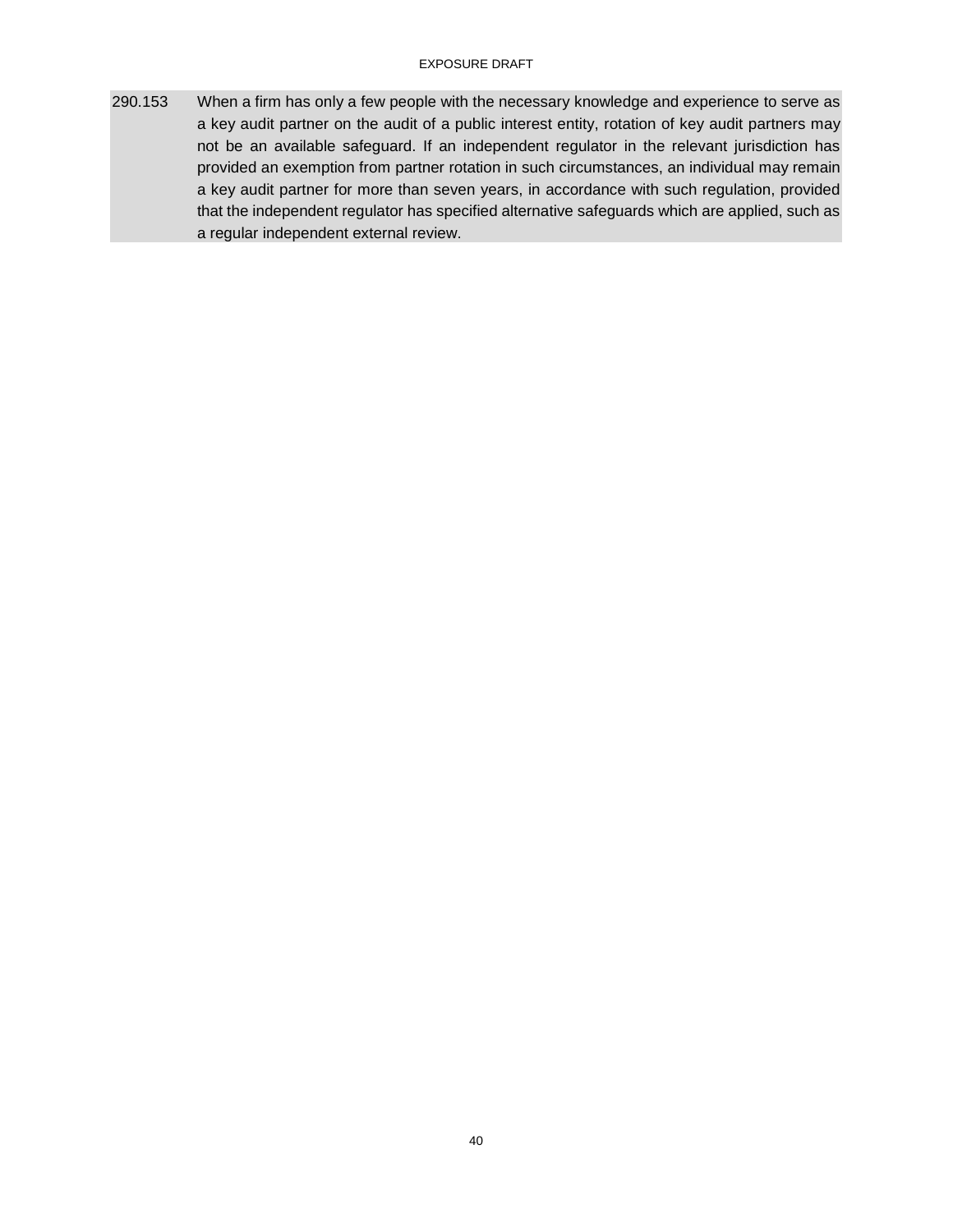290.153 When a firm has only a few people with the necessary knowledge and experience to serve as a key audit partner on the audit of a public interest entity, rotation of key audit partners may not be an available safeguard. If an independent regulator in the relevant jurisdiction has provided an exemption from partner rotation in such circumstances, an individual may remain a key audit partner for more than seven years, in accordance with such regulation, provided that the independent regulator has specified alternative safeguards which are applied, such as a regular independent external review.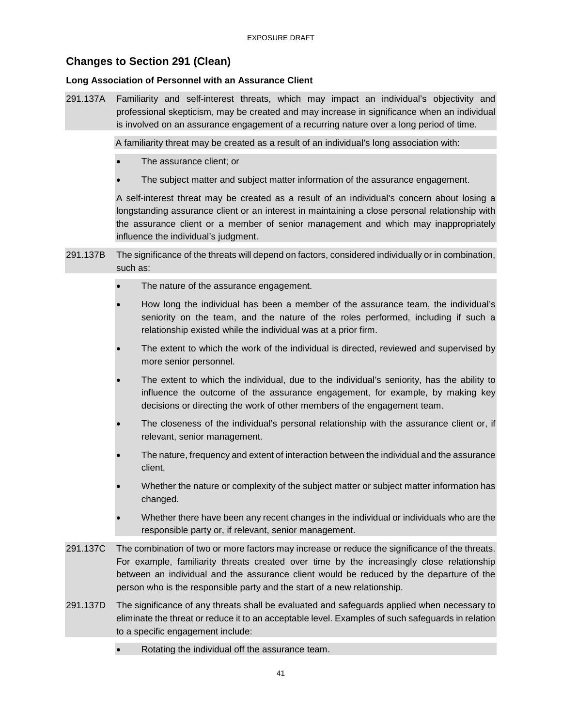## Changes to Section 291 (Clean)

### Long Association of Personnel with an Assurance Client

291.137A Familiarity and self-interest threats, which may impact an individual's objectivity and professional skepticism, may be created and may increase in significance when an individual is involved on an assurance engagement of a recurring nature over a long period of time.

A familiarity threat may be created as a result of an individual's long association with:

- The assurance client; or
- The subject matter and subject matter information of the assurance engagement.

A self-interest threat may be created as a result of an individual's concern about losing a longstanding assurance client or an interest in maintaining a close personal relationship with the assurance client or a member of senior management and which may inappropriately influence the individual's judgment.

291.137B The significance of the threats will depend on factors, considered individually or in combination, such as:

- The nature of the assurance engagement.
- How long the individual has been a member of the assurance team, the individual's seniority on the team, and the nature of the roles performed, including if such a relationship existed while the individual was at a prior firm.
- The extent to which the work of the individual is directed, reviewed and supervised by more senior personnel.
- The extent to which the individual, due to the individual's seniority, has the ability to influence the outcome of the assurance engagement, for example, by making key decisions or directing the work of other members of the engagement team.
- The closeness of the individual's personal relationship with the assurance client or, if relevant, senior management.
- The nature, frequency and extent of interaction between the individual and the assurance client.
- Whether the nature or complexity of the subject matter or subject matter information has changed.
- Whether there have been any recent changes in the individual or individuals who are the responsible party or, if relevant, senior management.

291.137C The combination of two or more factors may increase or reduce the significance of the threats. For example, familiarity threats created over time by the increasingly close relationship between an individual and the assurance client would be reduced by the departure of the person who is the responsible party and the start of a new relationship.

291.137D The significance of any threats shall be evaluated and safeguards applied when necessary to eliminate the threat or reduce it to an acceptable level. Examples of such safeguards in relation to a specific engagement include:

- Rotating the individual off the assurance team.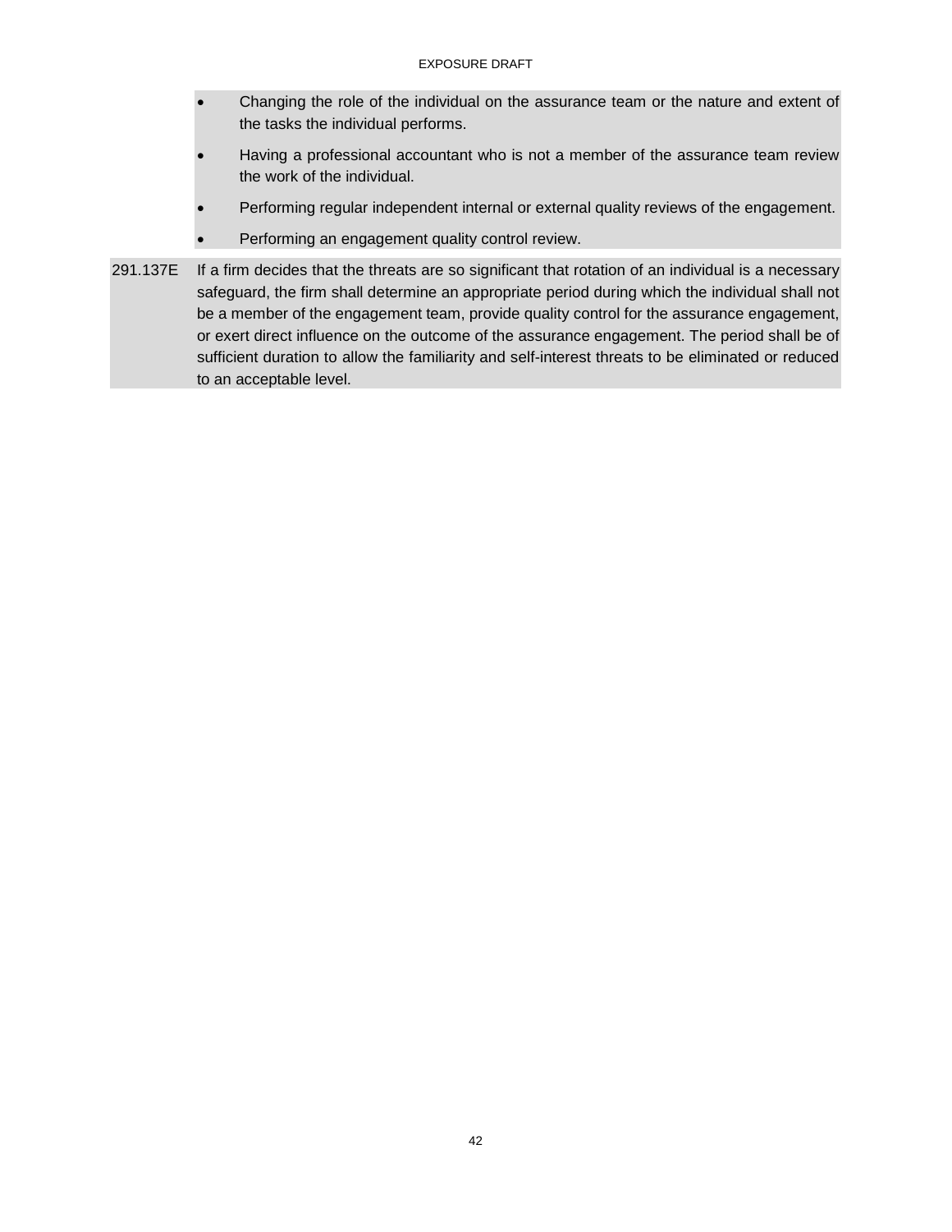- Changing the role of the individual on the assurance team or the nature and extent of the tasks the individual performs.
- Having a professional accountant who is not a member of the assurance team review the work of the individual.
- Performing regular independent internal or external quality reviews of the engagement.
- Performing an engagement quality control review.

291.137E If a firm decides that the threats are so significant that rotation of an individual is a necessary safeguard, the firm shall determine an appropriate period during which the individual shall not be a member of the engagement team, provide quality control for the assurance engagement, or exert direct influence on the outcome of the assurance engagement. The period shall be of sufficient duration to allow the familiarity and self-interest threats to be eliminated or reduced to an acceptable level.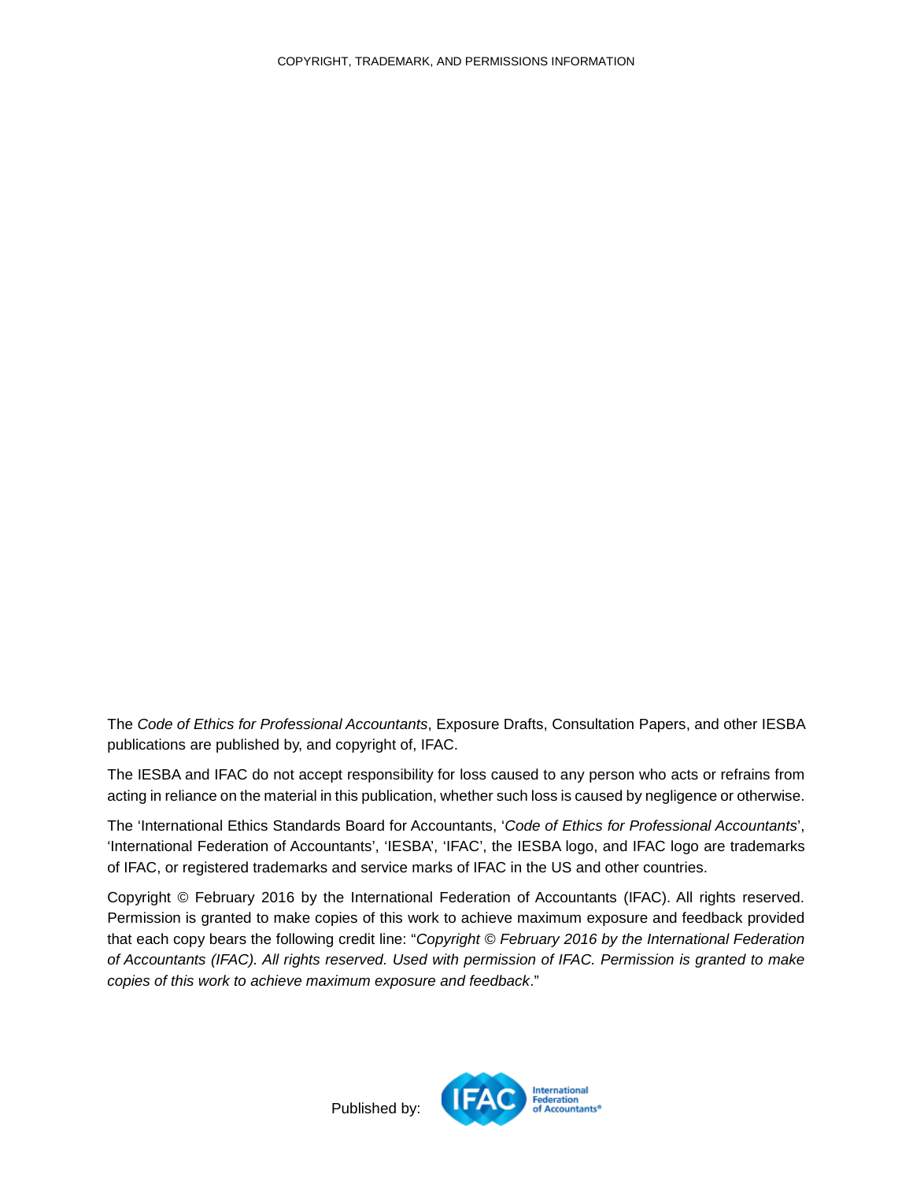COPYRIGHT, TRADEMARK, AND PERMISSIONS INFORMATION

The *Code of Ethics for Professional Accountants*, Exposure Drafts, Consultation Papers, and other IESBA publications are published by, and copyright of, IFAC.

The IESBA and IFAC do not accept responsibility for loss caused to any person who acts or refrains from acting in reliance on the material in this publication, whether such loss is caused by negligence or otherwise.

The 'International Ethics Standards Board for Accountants, '*Code of Ethics for Professional Accountants*', 'International Federation of Accountants', 'IESBA', 'IFAC', the IESBA logo, and IFAC logo are trademarks of IFAC, or registered trademarks and service marks of IFAC in the US and other countries.

Copyright © February 2016 by the International Federation of Accountants (IFAC). All rights reserved. Permission is granted to make copies of this work to achieve maximum exposure and feedback provided that each copy bears the following credit line: "*Copyright © February 2016 by the International Federation of Accountants (IFAC). All rights reserved. Used with permission of IFAC. Permission is granted to make copies of this work to achieve maximum exposure and feedback*."

Published by: IFAC International Federation of Accountants®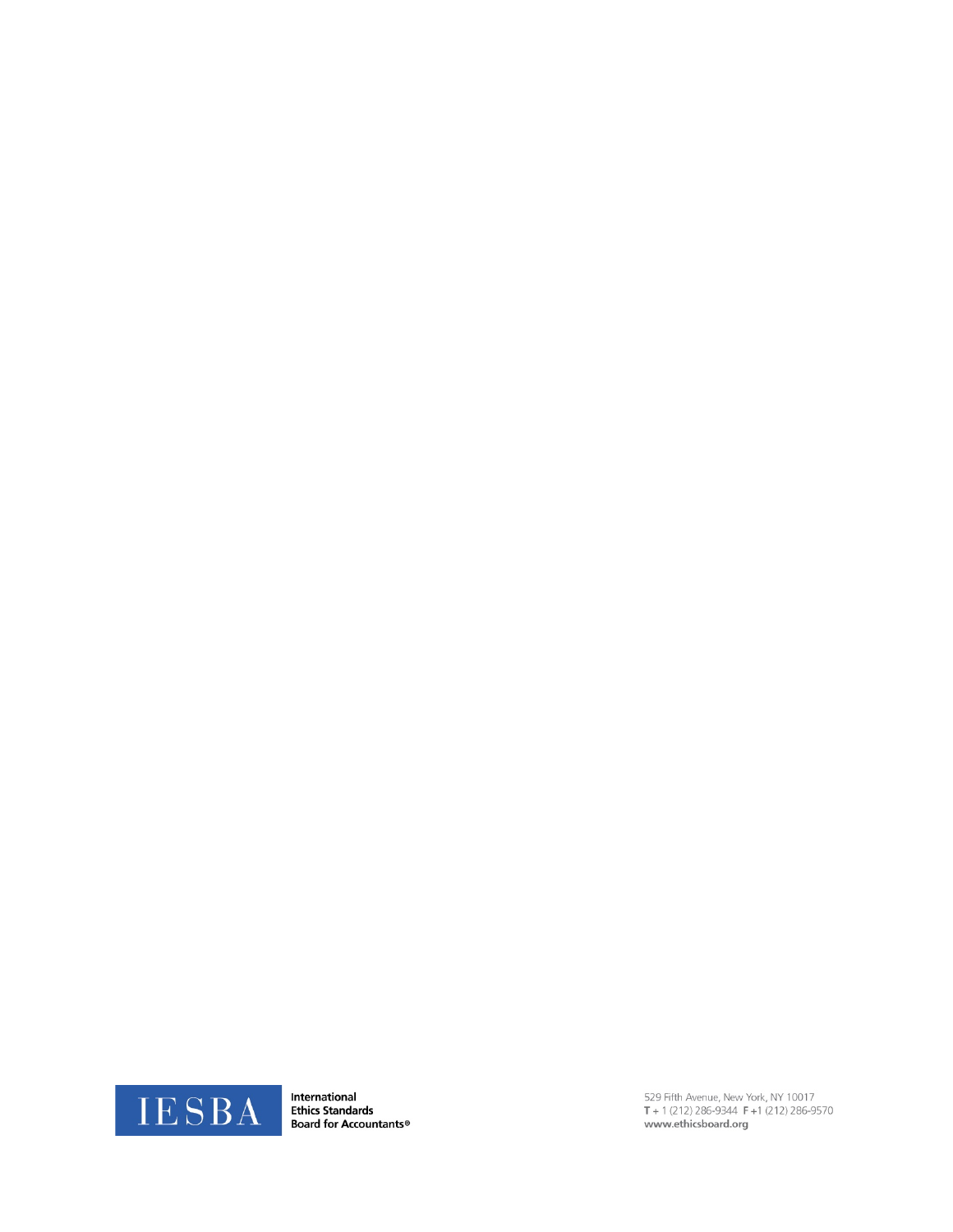IESBA

International
Ethics Standards
Board for Accountants®

529 Fifth Avenue, New York, NY 10017
**T** + 1 (212) 286-9344 **F** +1 (212) 286-9570
www.ethicsboard.org